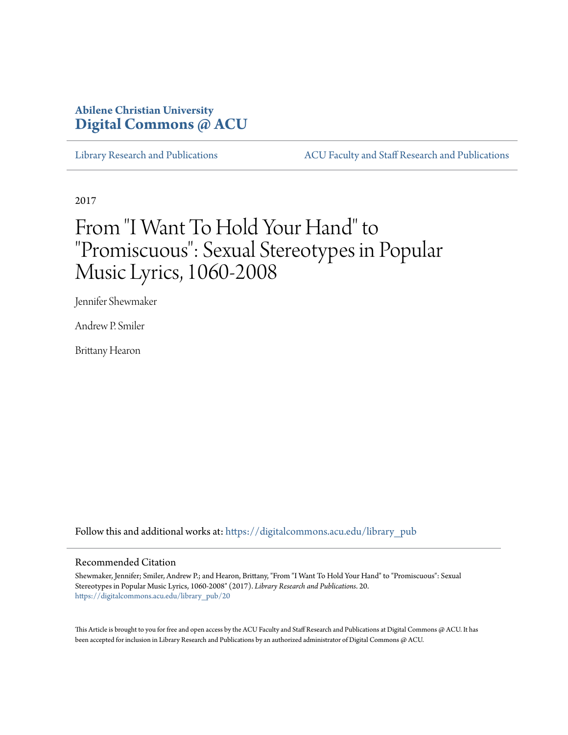**Abilene Christian University**
**Digital Commons @ ACU**

Library Research and Publications | ACU Faculty and Staff Research and Publications

2017

# From "I Want To Hold Your Hand" to "Promiscuous": Sexual Stereotypes in Popular Music Lyrics, 1060-2008

Jennifer Shewmaker

Andrew P. Smiler

Brittany Hearon

Follow this and additional works at: https://digitalcommons.acu.edu/library_pub

## Recommended Citation

Shewmaker, Jennifer; Smiler, Andrew P.; and Hearon, Brittany, "From "I Want To Hold Your Hand" to "Promiscuous": Sexual Stereotypes in Popular Music Lyrics, 1060-2008" (2017). *Library Research and Publications*. 20.
https://digitalcommons.acu.edu/library_pub/20

This Article is brought to you for free and open access by the ACU Faculty and Staff Research and Publications at Digital Commons @ ACU. It has been accepted for inclusion in Library Research and Publications by an authorized administrator of Digital Commons @ ACU.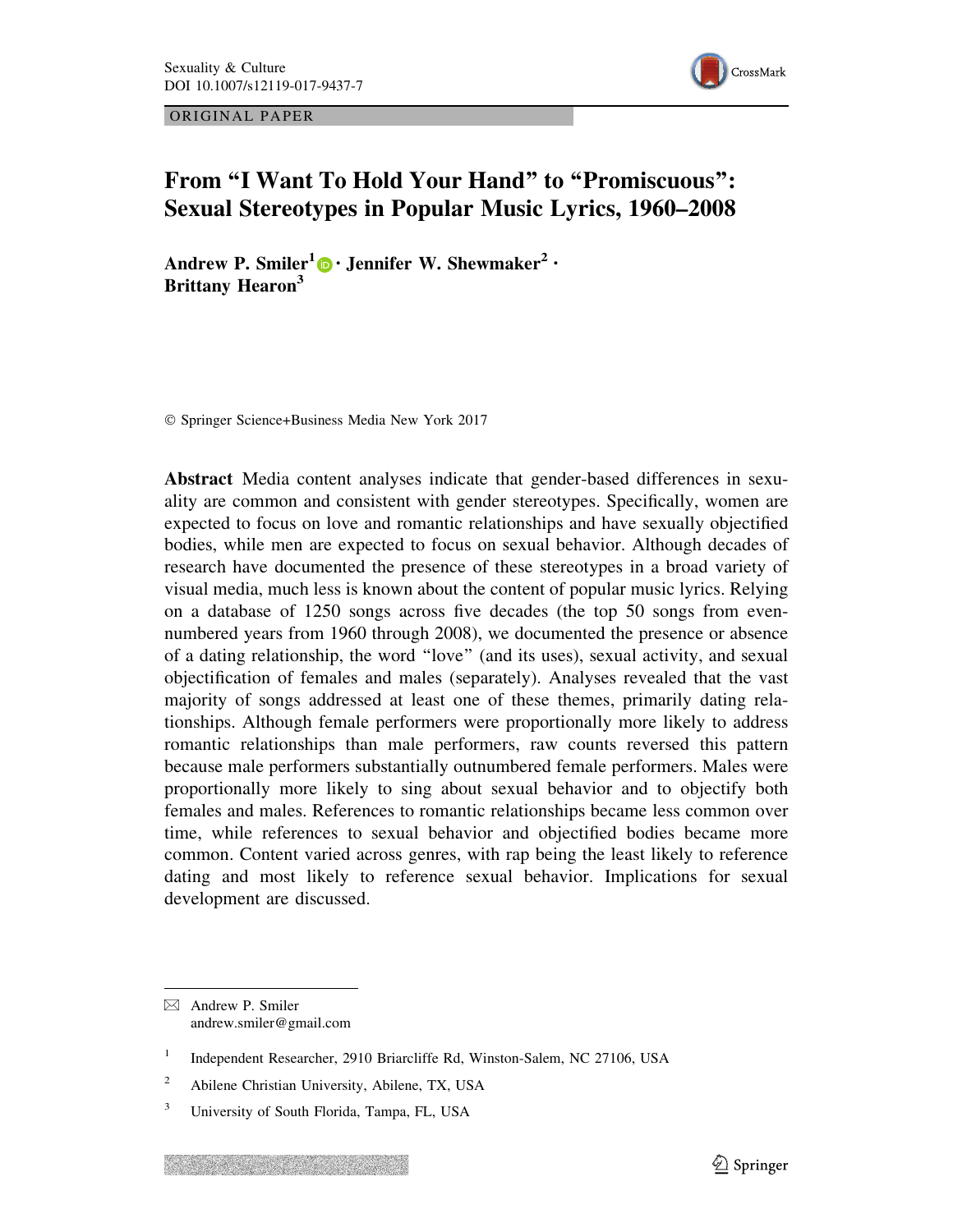ORIGINAL PAPER

# From "I Want To Hold Your Hand" to "Promiscuous": Sexual Stereotypes in Popular Music Lyrics, 1960–2008

**Andrew P. Smiler[1] · Jennifer W. Shewmaker[2] · Brittany Hearon[3]**

© Springer Science+Business Media New York 2017

**Abstract** Media content analyses indicate that gender-based differences in sexuality are common and consistent with gender stereotypes. Specifically, women are expected to focus on love and romantic relationships and have sexually objectified bodies, while men are expected to focus on sexual behavior. Although decades of research have documented the presence of these stereotypes in a broad variety of visual media, much less is known about the content of popular music lyrics. Relying on a database of 1250 songs across five decades (the top 50 songs from even-numbered years from 1960 through 2008), we documented the presence or absence of a dating relationship, the word "love" (and its uses), sexual activity, and sexual objectification of females and males (separately). Analyses revealed that the vast majority of songs addressed at least one of these themes, primarily dating relationships. Although female performers were proportionally more likely to address romantic relationships than male performers, raw counts reversed this pattern because male performers substantially outnumbered female performers. Males were proportionally more likely to sing about sexual behavior and to objectify both females and males. References to romantic relationships became less common over time, while references to sexual behavior and objectified bodies became more common. Content varied across genres, with rap being the least likely to reference dating and most likely to reference sexual behavior. Implications for sexual development are discussed.

---

✉ Andrew P. Smiler
andrew.smiler@gmail.com

[1] Independent Researcher, 2910 Briarcliffe Rd, Winston-Salem, NC 27106, USA

[2] Abilene Christian University, Abilene, TX, USA

[3] University of South Florida, Tampa, FL, USA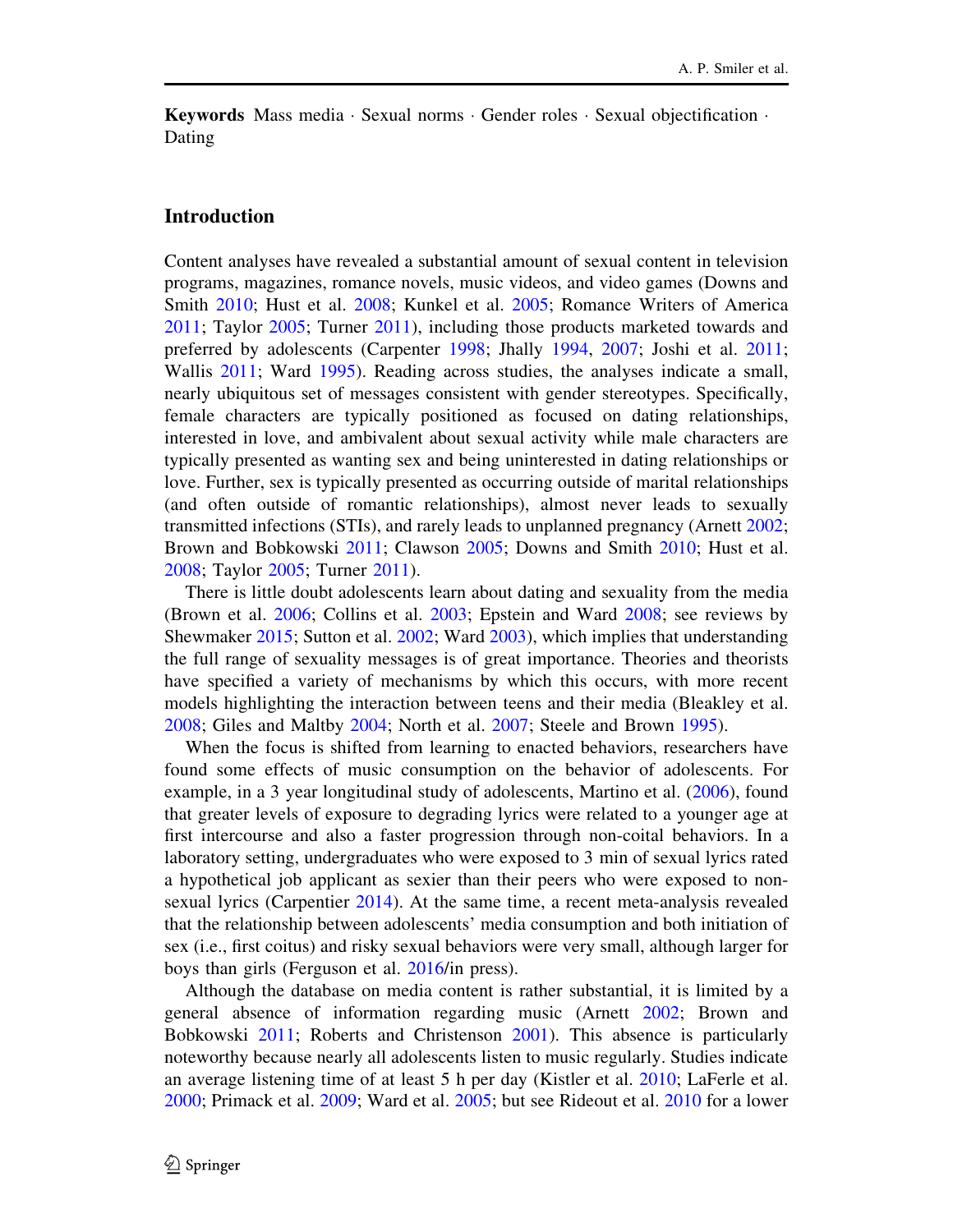**Keywords** Mass media · Sexual norms · Gender roles · Sexual objectification · Dating

## Introduction

Content analyses have revealed a substantial amount of sexual content in television programs, magazines, romance novels, music videos, and video games (Downs and Smith 2010; Hust et al. 2008; Kunkel et al. 2005; Romance Writers of America 2011; Taylor 2005; Turner 2011), including those products marketed towards and preferred by adolescents (Carpenter 1998; Jhally 1994, 2007; Joshi et al. 2011; Wallis 2011; Ward 1995). Reading across studies, the analyses indicate a small, nearly ubiquitous set of messages consistent with gender stereotypes. Specifically, female characters are typically positioned as focused on dating relationships, interested in love, and ambivalent about sexual activity while male characters are typically presented as wanting sex and being uninterested in dating relationships or love. Further, sex is typically presented as occurring outside of marital relationships (and often outside of romantic relationships), almost never leads to sexually transmitted infections (STIs), and rarely leads to unplanned pregnancy (Arnett 2002; Brown and Bobkowski 2011; Clawson 2005; Downs and Smith 2010; Hust et al. 2008; Taylor 2005; Turner 2011).

There is little doubt adolescents learn about dating and sexuality from the media (Brown et al. 2006; Collins et al. 2003; Epstein and Ward 2008; see reviews by Shewmaker 2015; Sutton et al. 2002; Ward 2003), which implies that understanding the full range of sexuality messages is of great importance. Theories and theorists have specified a variety of mechanisms by which this occurs, with more recent models highlighting the interaction between teens and their media (Bleakley et al. 2008; Giles and Maltby 2004; North et al. 2007; Steele and Brown 1995).

When the focus is shifted from learning to enacted behaviors, researchers have found some effects of music consumption on the behavior of adolescents. For example, in a 3 year longitudinal study of adolescents, Martino et al. (2006), found that greater levels of exposure to degrading lyrics were related to a younger age at first intercourse and also a faster progression through non-coital behaviors. In a laboratory setting, undergraduates who were exposed to 3 min of sexual lyrics rated a hypothetical job applicant as sexier than their peers who were exposed to non-sexual lyrics (Carpentier 2014). At the same time, a recent meta-analysis revealed that the relationship between adolescents' media consumption and both initiation of sex (i.e., first coitus) and risky sexual behaviors were very small, although larger for boys than girls (Ferguson et al. 2016/in press).

Although the database on media content is rather substantial, it is limited by a general absence of information regarding music (Arnett 2002; Brown and Bobkowski 2011; Roberts and Christenson 2001). This absence is particularly noteworthy because nearly all adolescents listen to music regularly. Studies indicate an average listening time of at least 5 h per day (Kistler et al. 2010; LaFerle et al. 2000; Primack et al. 2009; Ward et al. 2005; but see Rideout et al. 2010 for a lower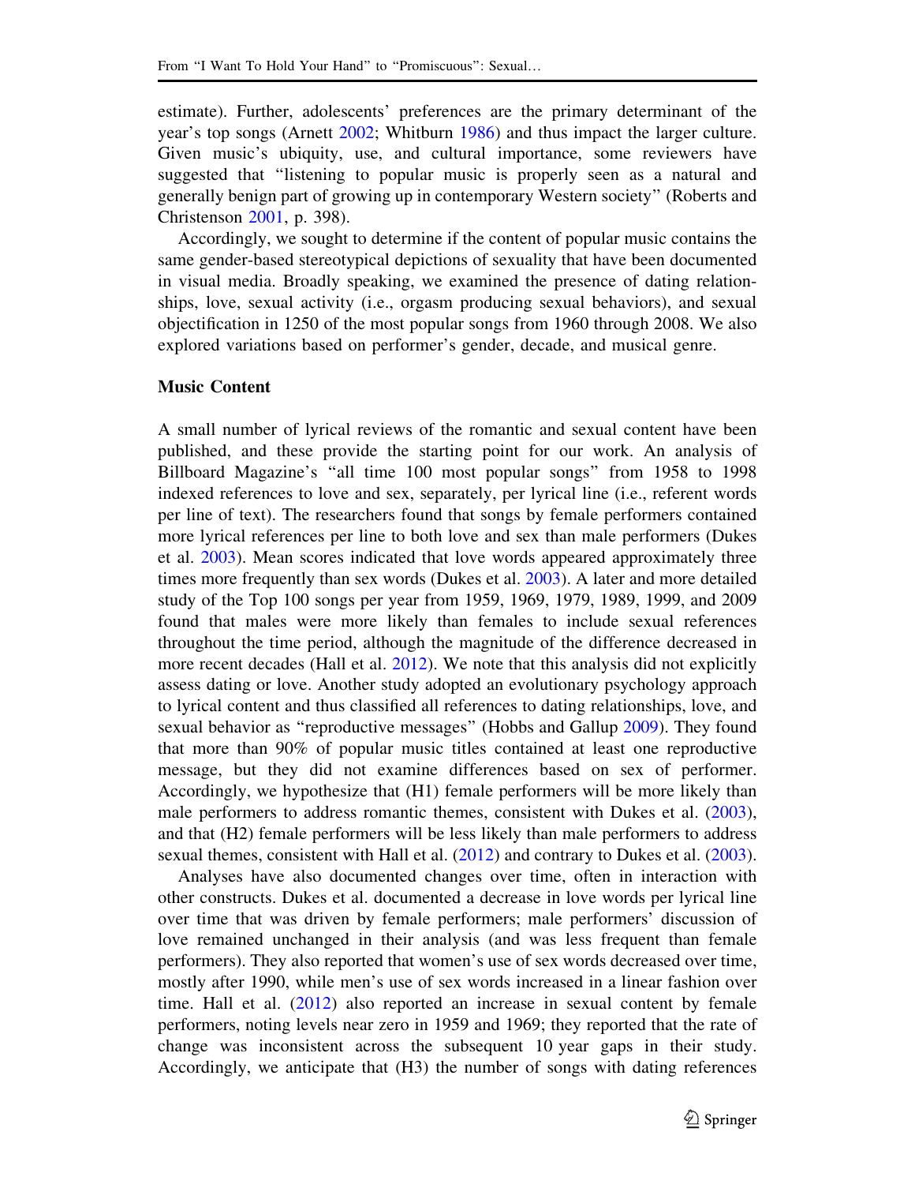estimate). Further, adolescents' preferences are the primary determinant of the year's top songs (Arnett 2002; Whitburn 1986) and thus impact the larger culture. Given music's ubiquity, use, and cultural importance, some reviewers have suggested that "listening to popular music is properly seen as a natural and generally benign part of growing up in contemporary Western society" (Roberts and Christenson 2001, p. 398).

Accordingly, we sought to determine if the content of popular music contains the same gender-based stereotypical depictions of sexuality that have been documented in visual media. Broadly speaking, we examined the presence of dating relationships, love, sexual activity (i.e., orgasm producing sexual behaviors), and sexual objectification in 1250 of the most popular songs from 1960 through 2008. We also explored variations based on performer's gender, decade, and musical genre.

## Music Content

A small number of lyrical reviews of the romantic and sexual content have been published, and these provide the starting point for our work. An analysis of Billboard Magazine's "all time 100 most popular songs" from 1958 to 1998 indexed references to love and sex, separately, per lyrical line (i.e., referent words per line of text). The researchers found that songs by female performers contained more lyrical references per line to both love and sex than male performers (Dukes et al. 2003). Mean scores indicated that love words appeared approximately three times more frequently than sex words (Dukes et al. 2003). A later and more detailed study of the Top 100 songs per year from 1959, 1969, 1979, 1989, 1999, and 2009 found that males were more likely than females to include sexual references throughout the time period, although the magnitude of the difference decreased in more recent decades (Hall et al. 2012). We note that this analysis did not explicitly assess dating or love. Another study adopted an evolutionary psychology approach to lyrical content and thus classified all references to dating relationships, love, and sexual behavior as "reproductive messages" (Hobbs and Gallup 2009). They found that more than 90% of popular music titles contained at least one reproductive message, but they did not examine differences based on sex of performer. Accordingly, we hypothesize that (H1) female performers will be more likely than male performers to address romantic themes, consistent with Dukes et al. (2003), and that (H2) female performers will be less likely than male performers to address sexual themes, consistent with Hall et al. (2012) and contrary to Dukes et al. (2003).

Analyses have also documented changes over time, often in interaction with other constructs. Dukes et al. documented a decrease in love words per lyrical line over time that was driven by female performers; male performers' discussion of love remained unchanged in their analysis (and was less frequent than female performers). They also reported that women's use of sex words decreased over time, mostly after 1990, while men's use of sex words increased in a linear fashion over time. Hall et al. (2012) also reported an increase in sexual content by female performers, noting levels near zero in 1959 and 1969; they reported that the rate of change was inconsistent across the subsequent 10 year gaps in their study. Accordingly, we anticipate that (H3) the number of songs with dating references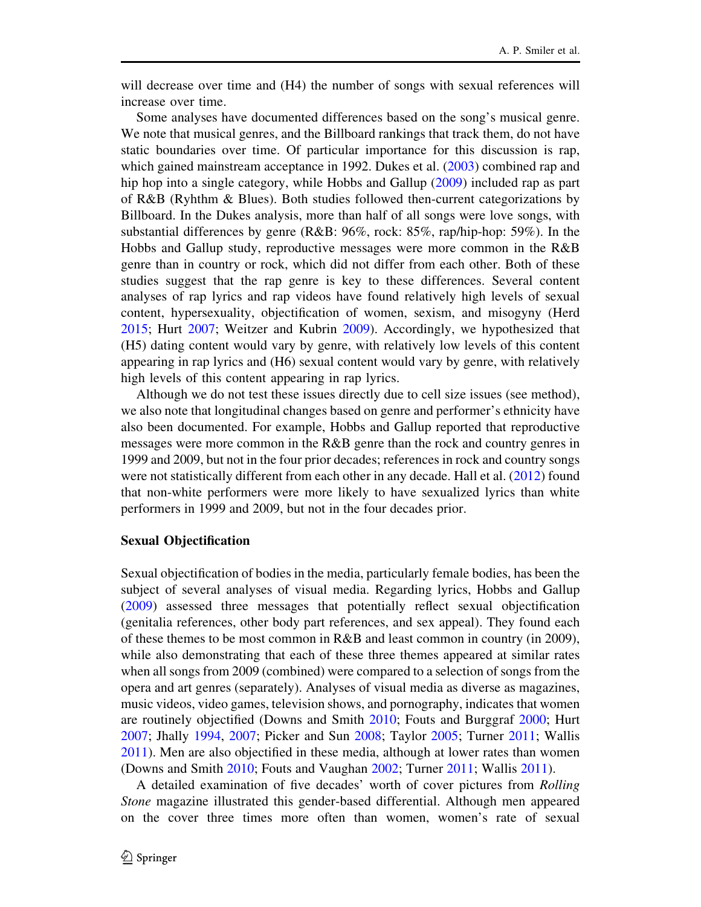will decrease over time and (H4) the number of songs with sexual references will increase over time.

Some analyses have documented differences based on the song's musical genre. We note that musical genres, and the Billboard rankings that track them, do not have static boundaries over time. Of particular importance for this discussion is rap, which gained mainstream acceptance in 1992. Dukes et al. (2003) combined rap and hip hop into a single category, while Hobbs and Gallup (2009) included rap as part of R&B (Ryhthm & Blues). Both studies followed then-current categorizations by Billboard. In the Dukes analysis, more than half of all songs were love songs, with substantial differences by genre (R&B: 96%, rock: 85%, rap/hip-hop: 59%). In the Hobbs and Gallup study, reproductive messages were more common in the R&B genre than in country or rock, which did not differ from each other. Both of these studies suggest that the rap genre is key to these differences. Several content analyses of rap lyrics and rap videos have found relatively high levels of sexual content, hypersexuality, objectification of women, sexism, and misogyny (Herd 2015; Hurt 2007; Weitzer and Kubrin 2009). Accordingly, we hypothesized that (H5) dating content would vary by genre, with relatively low levels of this content appearing in rap lyrics and (H6) sexual content would vary by genre, with relatively high levels of this content appearing in rap lyrics.

Although we do not test these issues directly due to cell size issues (see method), we also note that longitudinal changes based on genre and performer's ethnicity have also been documented. For example, Hobbs and Gallup reported that reproductive messages were more common in the R&B genre than the rock and country genres in 1999 and 2009, but not in the four prior decades; references in rock and country songs were not statistically different from each other in any decade. Hall et al. (2012) found that non-white performers were more likely to have sexualized lyrics than white performers in 1999 and 2009, but not in the four decades prior.

### Sexual Objectification

Sexual objectification of bodies in the media, particularly female bodies, has been the subject of several analyses of visual media. Regarding lyrics, Hobbs and Gallup (2009) assessed three messages that potentially reflect sexual objectification (genitalia references, other body part references, and sex appeal). They found each of these themes to be most common in R&B and least common in country (in 2009), while also demonstrating that each of these three themes appeared at similar rates when all songs from 2009 (combined) were compared to a selection of songs from the opera and art genres (separately). Analyses of visual media as diverse as magazines, music videos, video games, television shows, and pornography, indicates that women are routinely objectified (Downs and Smith 2010; Fouts and Burggraf 2000; Hurt 2007; Jhally 1994, 2007; Picker and Sun 2008; Taylor 2005; Turner 2011; Wallis 2011). Men are also objectified in these media, although at lower rates than women (Downs and Smith 2010; Fouts and Vaughan 2002; Turner 2011; Wallis 2011).

A detailed examination of five decades' worth of cover pictures from *Rolling Stone* magazine illustrated this gender-based differential. Although men appeared on the cover three times more often than women, women's rate of sexual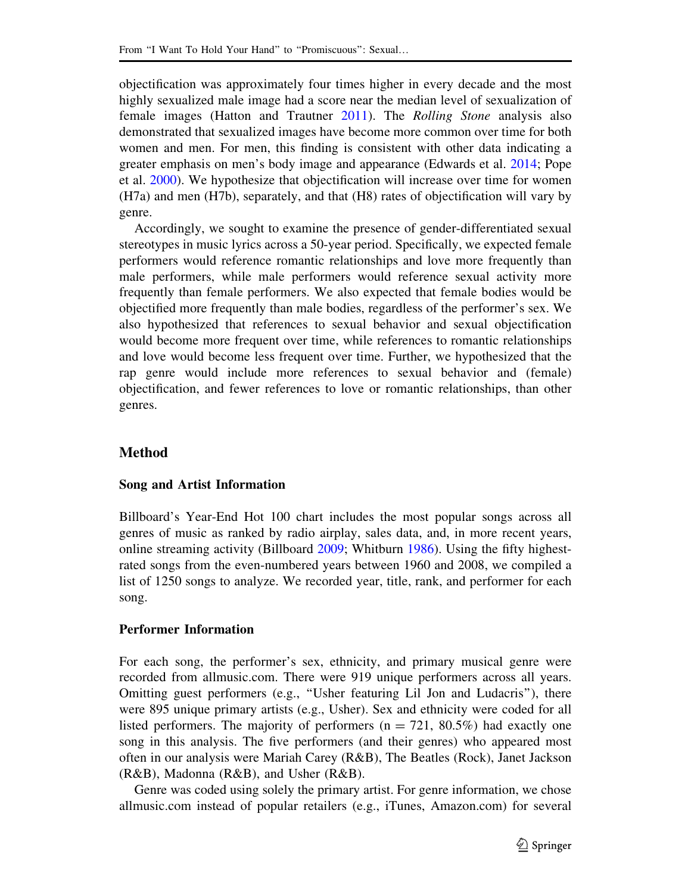objectification was approximately four times higher in every decade and the most highly sexualized male image had a score near the median level of sexualization of female images (Hatton and Trautner 2011). The *Rolling Stone* analysis also demonstrated that sexualized images have become more common over time for both women and men. For men, this finding is consistent with other data indicating a greater emphasis on men's body image and appearance (Edwards et al. 2014; Pope et al. 2000). We hypothesize that objectification will increase over time for women (H7a) and men (H7b), separately, and that (H8) rates of objectification will vary by genre.

Accordingly, we sought to examine the presence of gender-differentiated sexual stereotypes in music lyrics across a 50-year period. Specifically, we expected female performers would reference romantic relationships and love more frequently than male performers, while male performers would reference sexual activity more frequently than female performers. We also expected that female bodies would be objectified more frequently than male bodies, regardless of the performer's sex. We also hypothesized that references to sexual behavior and sexual objectification would become more frequent over time, while references to romantic relationships and love would become less frequent over time. Further, we hypothesized that the rap genre would include more references to sexual behavior and (female) objectification, and fewer references to love or romantic relationships, than other genres.

## Method

### Song and Artist Information

Billboard's Year-End Hot 100 chart includes the most popular songs across all genres of music as ranked by radio airplay, sales data, and, in more recent years, online streaming activity (Billboard 2009; Whitburn 1986). Using the fifty highest-rated songs from the even-numbered years between 1960 and 2008, we compiled a list of 1250 songs to analyze. We recorded year, title, rank, and performer for each song.

### Performer Information

For each song, the performer's sex, ethnicity, and primary musical genre were recorded from allmusic.com. There were 919 unique performers across all years. Omitting guest performers (e.g., "Usher featuring Lil Jon and Ludacris"), there were 895 unique primary artists (e.g., Usher). Sex and ethnicity were coded for all listed performers. The majority of performers (n = 721, 80.5%) had exactly one song in this analysis. The five performers (and their genres) who appeared most often in our analysis were Mariah Carey (R&B), The Beatles (Rock), Janet Jackson (R&B), Madonna (R&B), and Usher (R&B).

Genre was coded using solely the primary artist. For genre information, we chose allmusic.com instead of popular retailers (e.g., iTunes, Amazon.com) for several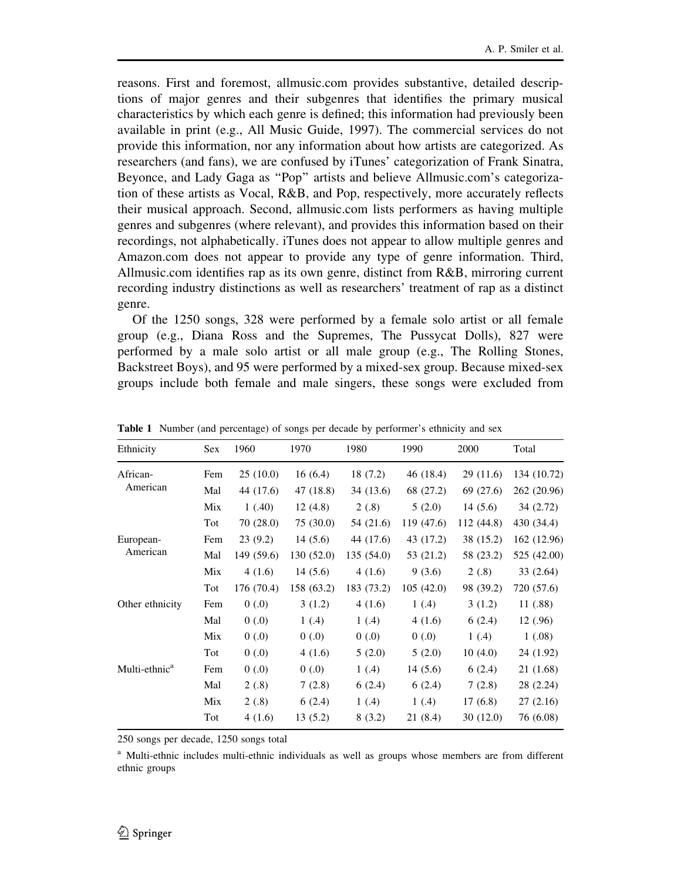reasons. First and foremost, allmusic.com provides substantive, detailed descriptions of major genres and their subgenres that identifies the primary musical characteristics by which each genre is defined; this information had previously been available in print (e.g., All Music Guide, 1997). The commercial services do not provide this information, nor any information about how artists are categorized. As researchers (and fans), we are confused by iTunes' categorization of Frank Sinatra, Beyonce, and Lady Gaga as "Pop" artists and believe Allmusic.com's categorization of these artists as Vocal, R&B, and Pop, respectively, more accurately reflects their musical approach. Second, allmusic.com lists performers as having multiple genres and subgenres (where relevant), and provides this information based on their recordings, not alphabetically. iTunes does not appear to allow multiple genres and Amazon.com does not appear to provide any type of genre information. Third, Allmusic.com identifies rap as its own genre, distinct from R&B, mirroring current recording industry distinctions as well as researchers' treatment of rap as a distinct genre.

Of the 1250 songs, 328 were performed by a female solo artist or all female group (e.g., Diana Ross and the Supremes, The Pussycat Dolls), 827 were performed by a male solo artist or all male group (e.g., The Rolling Stones, Backstreet Boys), and 95 were performed by a mixed-sex group. Because mixed-sex groups include both female and male singers, these songs were excluded from

**Table 1** Number (and percentage) of songs per decade by performer's ethnicity and sex

| Ethnicity | Sex | 1960 | 1970 | 1980 | 1990 | 2000 | Total |
|---|---|---|---|---|---|---|---|
| African-American | Fem | 25 (10.0) | 16 (6.4) | 18 (7.2) | 46 (18.4) | 29 (11.6) | 134 (10.72) |
| | Mal | 44 (17.6) | 47 (18.8) | 34 (13.6) | 68 (27.2) | 69 (27.6) | 262 (20.96) |
| | Mix | 1 (.40) | 12 (4.8) | 2 (.8) | 5 (2.0) | 14 (5.6) | 34 (2.72) |
| | Tot | 70 (28.0) | 75 (30.0) | 54 (21.6) | 119 (47.6) | 112 (44.8) | 430 (34.4) |
| European-American | Fem | 23 (9.2) | 14 (5.6) | 44 (17.6) | 43 (17.2) | 38 (15.2) | 162 (12.96) |
| | Mal | 149 (59.6) | 130 (52.0) | 135 (54.0) | 53 (21.2) | 58 (23.2) | 525 (42.00) |
| | Mix | 4 (1.6) | 14 (5.6) | 4 (1.6) | 9 (3.6) | 2 (.8) | 33 (2.64) |
| | Tot | 176 (70.4) | 158 (63.2) | 183 (73.2) | 105 (42.0) | 98 (39.2) | 720 (57.6) |
| Other ethnicity | Fem | 0 (.0) | 3 (1.2) | 4 (1.6) | 1 (.4) | 3 (1.2) | 11 (.88) |
| | Mal | 0 (.0) | 1 (.4) | 1 (.4) | 4 (1.6) | 6 (2.4) | 12 (.96) |
| | Mix | 0 (.0) | 0 (.0) | 0 (.0) | 0 (.0) | 1 (.4) | 1 (.08) |
| | Tot | 0 (.0) | 4 (1.6) | 5 (2.0) | 5 (2.0) | 10 (4.0) | 24 (1.92) |
| Multi-ethnic[a] | Fem | 0 (.0) | 0 (.0) | 1 (.4) | 14 (5.6) | 6 (2.4) | 21 (1.68) |
| | Mal | 2 (.8) | 7 (2.8) | 6 (2.4) | 6 (2.4) | 7 (2.8) | 28 (2.24) |
| | Mix | 2 (.8) | 6 (2.4) | 1 (.4) | 1 (.4) | 17 (6.8) | 27 (2.16) |
| | Tot | 4 (1.6) | 13 (5.2) | 8 (3.2) | 21 (8.4) | 30 (12.0) | 76 (6.08) |

250 songs per decade, 1250 songs total

[a] Multi-ethnic includes multi-ethnic individuals as well as groups whose members are from different ethnic groups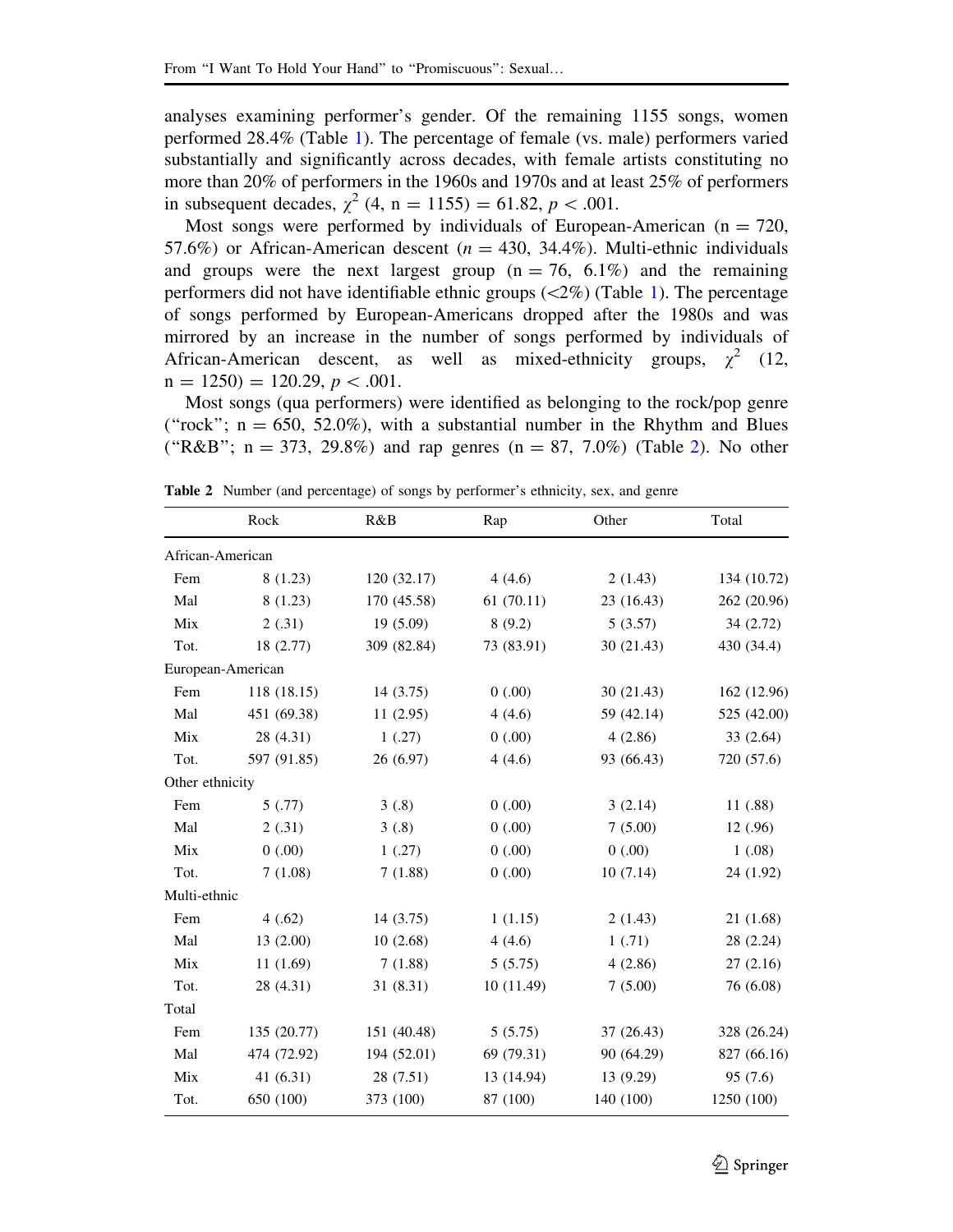analyses examining performer's gender. Of the remaining 1155 songs, women performed 28.4% (Table 1). The percentage of female (vs. male) performers varied substantially and significantly across decades, with female artists constituting no more than 20% of performers in the 1960s and 1970s and at least 25% of performers in subsequent decades, $\chi^2$ (4, n = 1155) = 61.82, $p < .001$.

Most songs were performed by individuals of European-American (n = 720, 57.6%) or African-American descent ($n$ = 430, 34.4%). Multi-ethnic individuals and groups were the next largest group (n = 76, 6.1%) and the remaining performers did not have identifiable ethnic groups (<2%) (Table 1). The percentage of songs performed by European-Americans dropped after the 1980s and was mirrored by an increase in the number of songs performed by individuals of African-American descent, as well as mixed-ethnicity groups, $\chi^2$ (12, n = 1250) = 120.29, $p < .001$.

Most songs (qua performers) were identified as belonging to the rock/pop genre ("rock"; n = 650, 52.0%), with a substantial number in the Rhythm and Blues ("R&B"; n = 373, 29.8%) and rap genres (n = 87, 7.0%) (Table 2). No other

**Table 2** Number (and percentage) of songs by performer's ethnicity, sex, and genre

| | Rock | R&B | Rap | Other | Total |
|---|---|---|---|---|---|
| African-American | | | | | |
| Fem | 8 (1.23) | 120 (32.17) | 4 (4.6) | 2 (1.43) | 134 (10.72) |
| Mal | 8 (1.23) | 170 (45.58) | 61 (70.11) | 23 (16.43) | 262 (20.96) |
| Mix | 2 (.31) | 19 (5.09) | 8 (9.2) | 5 (3.57) | 34 (2.72) |
| Tot. | 18 (2.77) | 309 (82.84) | 73 (83.91) | 30 (21.43) | 430 (34.4) |
| European-American | | | | | |
| Fem | 118 (18.15) | 14 (3.75) | 0 (.00) | 30 (21.43) | 162 (12.96) |
| Mal | 451 (69.38) | 11 (2.95) | 4 (4.6) | 59 (42.14) | 525 (42.00) |
| Mix | 28 (4.31) | 1 (.27) | 0 (.00) | 4 (2.86) | 33 (2.64) |
| Tot. | 597 (91.85) | 26 (6.97) | 4 (4.6) | 93 (66.43) | 720 (57.6) |
| Other ethnicity | | | | | |
| Fem | 5 (.77) | 3 (.8) | 0 (.00) | 3 (2.14) | 11 (.88) |
| Mal | 2 (.31) | 3 (.8) | 0 (.00) | 7 (5.00) | 12 (.96) |
| Mix | 0 (.00) | 1 (.27) | 0 (.00) | 0 (.00) | 1 (.08) |
| Tot. | 7 (1.08) | 7 (1.88) | 0 (.00) | 10 (7.14) | 24 (1.92) |
| Multi-ethnic | | | | | |
| Fem | 4 (.62) | 14 (3.75) | 1 (1.15) | 2 (1.43) | 21 (1.68) |
| Mal | 13 (2.00) | 10 (2.68) | 4 (4.6) | 1 (.71) | 28 (2.24) |
| Mix | 11 (1.69) | 7 (1.88) | 5 (5.75) | 4 (2.86) | 27 (2.16) |
| Tot. | 28 (4.31) | 31 (8.31) | 10 (11.49) | 7 (5.00) | 76 (6.08) |
| Total | | | | | |
| Fem | 135 (20.77) | 151 (40.48) | 5 (5.75) | 37 (26.43) | 328 (26.24) |
| Mal | 474 (72.92) | 194 (52.01) | 69 (79.31) | 90 (64.29) | 827 (66.16) |
| Mix | 41 (6.31) | 28 (7.51) | 13 (14.94) | 13 (9.29) | 95 (7.6) |
| Tot. | 650 (100) | 373 (100) | 87 (100) | 140 (100) | 1250 (100) |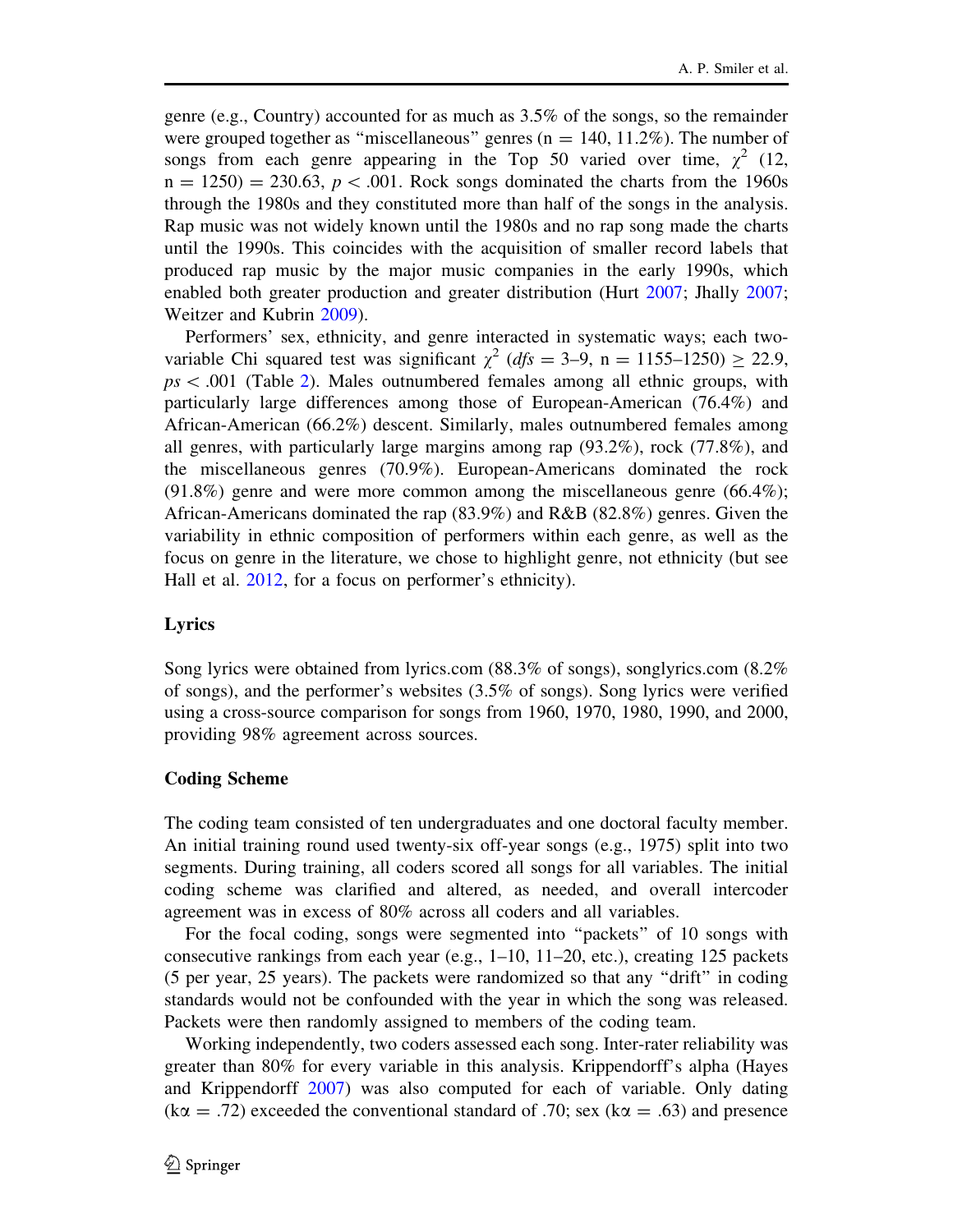genre (e.g., Country) accounted for as much as 3.5% of the songs, so the remainder were grouped together as "miscellaneous" genres (n = 140, 11.2%). The number of songs from each genre appearing in the Top 50 varied over time, $\chi^2$ (12, n = 1250) = 230.63, $p < .001$. Rock songs dominated the charts from the 1960s through the 1980s and they constituted more than half of the songs in the analysis. Rap music was not widely known until the 1980s and no rap song made the charts until the 1990s. This coincides with the acquisition of smaller record labels that produced rap music by the major music companies in the early 1990s, which enabled both greater production and greater distribution (Hurt 2007; Jhally 2007; Weitzer and Kubrin 2009).

Performers' sex, ethnicity, and genre interacted in systematic ways; each two-variable Chi squared test was significant $\chi^2$ ($dfs$ = 3–9, n = 1155–1250) $\geq$ 22.9, $ps < .001$ (Table 2). Males outnumbered females among all ethnic groups, with particularly large differences among those of European-American (76.4%) and African-American (66.2%) descent. Similarly, males outnumbered females among all genres, with particularly large margins among rap (93.2%), rock (77.8%), and the miscellaneous genres (70.9%). European-Americans dominated the rock (91.8%) genre and were more common among the miscellaneous genre (66.4%); African-Americans dominated the rap (83.9%) and R&B (82.8%) genres. Given the variability in ethnic composition of performers within each genre, as well as the focus on genre in the literature, we chose to highlight genre, not ethnicity (but see Hall et al. 2012, for a focus on performer's ethnicity).

## Lyrics

Song lyrics were obtained from lyrics.com (88.3% of songs), songlyrics.com (8.2% of songs), and the performer's websites (3.5% of songs). Song lyrics were verified using a cross-source comparison for songs from 1960, 1970, 1980, 1990, and 2000, providing 98% agreement across sources.

## Coding Scheme

The coding team consisted of ten undergraduates and one doctoral faculty member. An initial training round used twenty-six off-year songs (e.g., 1975) split into two segments. During training, all coders scored all songs for all variables. The initial coding scheme was clarified and altered, as needed, and overall intercoder agreement was in excess of 80% across all coders and all variables.

For the focal coding, songs were segmented into "packets" of 10 songs with consecutive rankings from each year (e.g., 1–10, 11–20, etc.), creating 125 packets (5 per year, 25 years). The packets were randomized so that any "drift" in coding standards would not be confounded with the year in which the song was released. Packets were then randomly assigned to members of the coding team.

Working independently, two coders assessed each song. Inter-rater reliability was greater than 80% for every variable in this analysis. Krippendorff's alpha (Hayes and Krippendorff 2007) was also computed for each of variable. Only dating (k$\alpha$ = .72) exceeded the conventional standard of .70; sex (k$\alpha$ = .63) and presence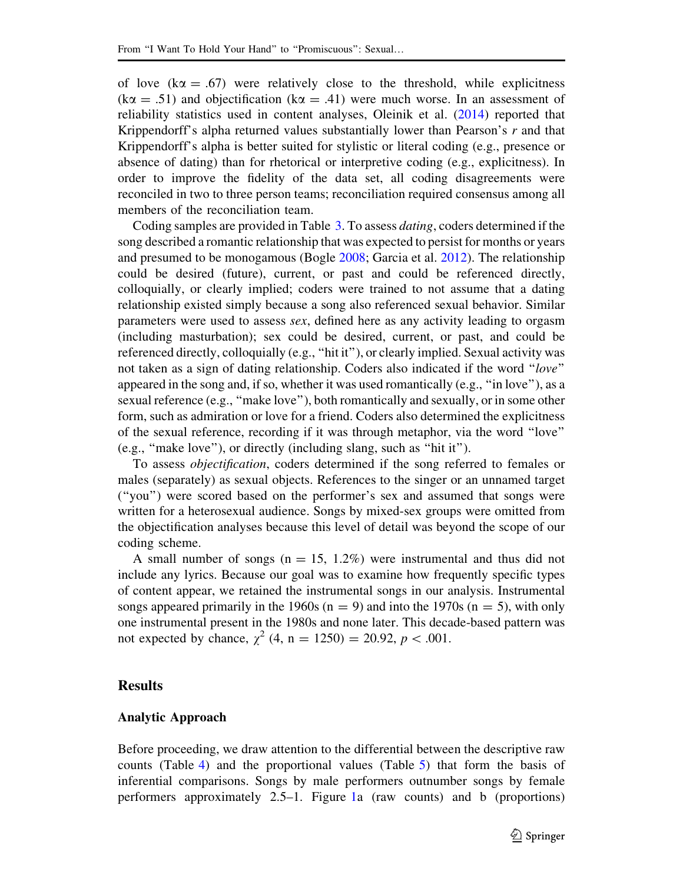of love (k$\alpha$ = .67) were relatively close to the threshold, while explicitness (k$\alpha$ = .51) and objectification (k$\alpha$ = .41) were much worse. In an assessment of reliability statistics used in content analyses, Oleinik et al. (2014) reported that Krippendorff's alpha returned values substantially lower than Pearson's $r$ and that Krippendorff's alpha is better suited for stylistic or literal coding (e.g., presence or absence of dating) than for rhetorical or interpretive coding (e.g., explicitness). In order to improve the fidelity of the data set, all coding disagreements were reconciled in two to three person teams; reconciliation required consensus among all members of the reconciliation team.

Coding samples are provided in Table 3. To assess *dating*, coders determined if the song described a romantic relationship that was expected to persist for months or years and presumed to be monogamous (Bogle 2008; Garcia et al. 2012). The relationship could be desired (future), current, or past and could be referenced directly, colloquially, or clearly implied; coders were trained to not assume that a dating relationship existed simply because a song also referenced sexual behavior. Similar parameters were used to assess *sex*, defined here as any activity leading to orgasm (including masturbation); sex could be desired, current, or past, and could be referenced directly, colloquially (e.g., "hit it"), or clearly implied. Sexual activity was not taken as a sign of dating relationship. Coders also indicated if the word "*love*" appeared in the song and, if so, whether it was used romantically (e.g., "in love"), as a sexual reference (e.g., "make love"), both romantically and sexually, or in some other form, such as admiration or love for a friend. Coders also determined the explicitness of the sexual reference, recording if it was through metaphor, via the word "love" (e.g., "make love"), or directly (including slang, such as "hit it").

To assess *objectification*, coders determined if the song referred to females or males (separately) as sexual objects. References to the singer or an unnamed target ("you") were scored based on the performer's sex and assumed that songs were written for a heterosexual audience. Songs by mixed-sex groups were omitted from the objectification analyses because this level of detail was beyond the scope of our coding scheme.

A small number of songs (n = 15, 1.2%) were instrumental and thus did not include any lyrics. Because our goal was to examine how frequently specific types of content appear, we retained the instrumental songs in our analysis. Instrumental songs appeared primarily in the 1960s (n = 9) and into the 1970s (n = 5), with only one instrumental present in the 1980s and none later. This decade-based pattern was not expected by chance, $\chi^2$ (4, n = 1250) = 20.92, $p < .001$.

## Results

### Analytic Approach

Before proceeding, we draw attention to the differential between the descriptive raw counts (Table 4) and the proportional values (Table 5) that form the basis of inferential comparisons. Songs by male performers outnumber songs by female performers approximately 2.5–1. Figure 1a (raw counts) and b (proportions)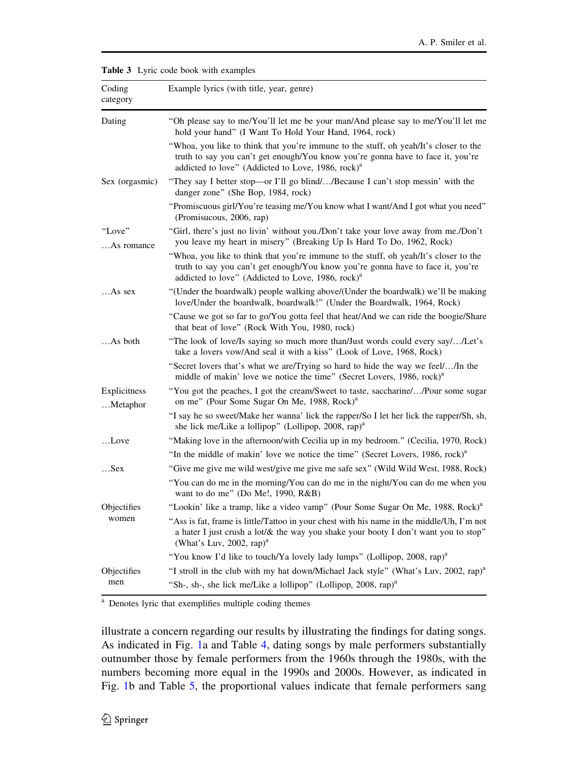**Table 3** Lyric code book with examples

| Coding category | Example lyrics (with title, year, genre) |
|---|---|
| Dating | "Oh please say to me/You'll let me be your man/And please say to me/You'll let me hold your hand" (I Want To Hold Your Hand, 1964, rock) |
| | "Whoa, you like to think that you're immune to the stuff, oh yeah/It's closer to the truth to say you can't get enough/You know you're gonna have to face it, you're addicted to love" (Addicted to Love, 1986, rock)[a] |
| Sex (orgasmic) | "They say I better stop—or I'll go blind/…/Because I can't stop messin' with the danger zone" (She Bop, 1984, rock) |
| | "Promiscuous girl/You're teasing me/You know what I want/And I got what you need" (Promisucous, 2006, rap) |
| "Love" …As romance | "Girl, there's just no livin' without you./Don't take your love away from me./Don't you leave my heart in misery" (Breaking Up Is Hard To Do, 1962, Rock) |
| | "Whoa, you like to think that you're immune to the stuff, oh yeah/It's closer to the truth to say you can't get enough/You know you're gonna have to face it, you're addicted to love" (Addicted to Love, 1986, rock)[a] |
| …As sex | "(Under the boardwalk) people walking above/(Under the boardwalk) we'll be making love/Under the boardwalk, boardwalk!" (Under the Boardwalk, 1964, Rock) |
| | "Cause we got so far to go/You gotta feel that heat/And we can ride the boogie/Share that beat of love" (Rock With You, 1980, rock) |
| …As both | "The look of love/Is saying so much more than/Just words could every say/…/Let's take a lovers vow/And seal it with a kiss" (Look of Love, 1968, Rock) |
| | "Secret lovers that's what we are/Trying so hard to hide the way we feel/…/In the middle of makin' love we notice the time" (Secret Lovers, 1986, rock)[a] |
| Explicitness …Metaphor | "You got the peaches, I got the cream/Sweet to taste, saccharine/…/Pour some sugar on me" (Pour Some Sugar On Me, 1988, Rock)[a] |
| | "I say he so sweet/Make her wanna' lick the rapper/So I let her lick the rapper/Sh, sh, she lick me/Like a lollipop" (Lollipop, 2008, rap)[a] |
| …Love | "Making love in the afternoon/with Cecilia up in my bedroom." (Cecilia, 1970, Rock) |
| | "In the middle of makin' love we notice the time" (Secret Lovers, 1986, rock)[a] |
| …Sex | "Give me give me wild west/give me give me safe sex" (Wild Wild West, 1988, Rock) |
| | "You can do me in the morning/You can do me in the night/You can do me when you want to do me" (Do Me!, 1990, R&B) |
| Objectifies women | "Lookin' like a tramp, like a video vamp" (Pour Some Sugar On Me, 1988, Rock)[a] |
| | "Ass is fat, frame is little/Tattoo in your chest with his name in the middle/Uh, I'm not a hater I just crush a lot/& the way you shake your booty I don't want you to stop" (What's Luv, 2002, rap)[a] |
| | "You know I'd like to touch/Ya lovely lady lumps" (Lollipop, 2008, rap)[a] |
| Objectifies men | "I stroll in the club with my hat down/Michael Jack style" (What's Luv, 2002, rap)[a] |
| | "Sh-, sh-, she lick me/Like a lollipop" (Lollipop, 2008, rap)[a] |

[a] Denotes lyric that exemplifies multiple coding themes

illustrate a concern regarding our results by illustrating the findings for dating songs. As indicated in Fig. 1a and Table 4, dating songs by male performers substantially outnumber those by female performers from the 1960s through the 1980s, with the numbers becoming more equal in the 1990s and 2000s. However, as indicated in Fig. 1b and Table 5, the proportional values indicate that female performers sang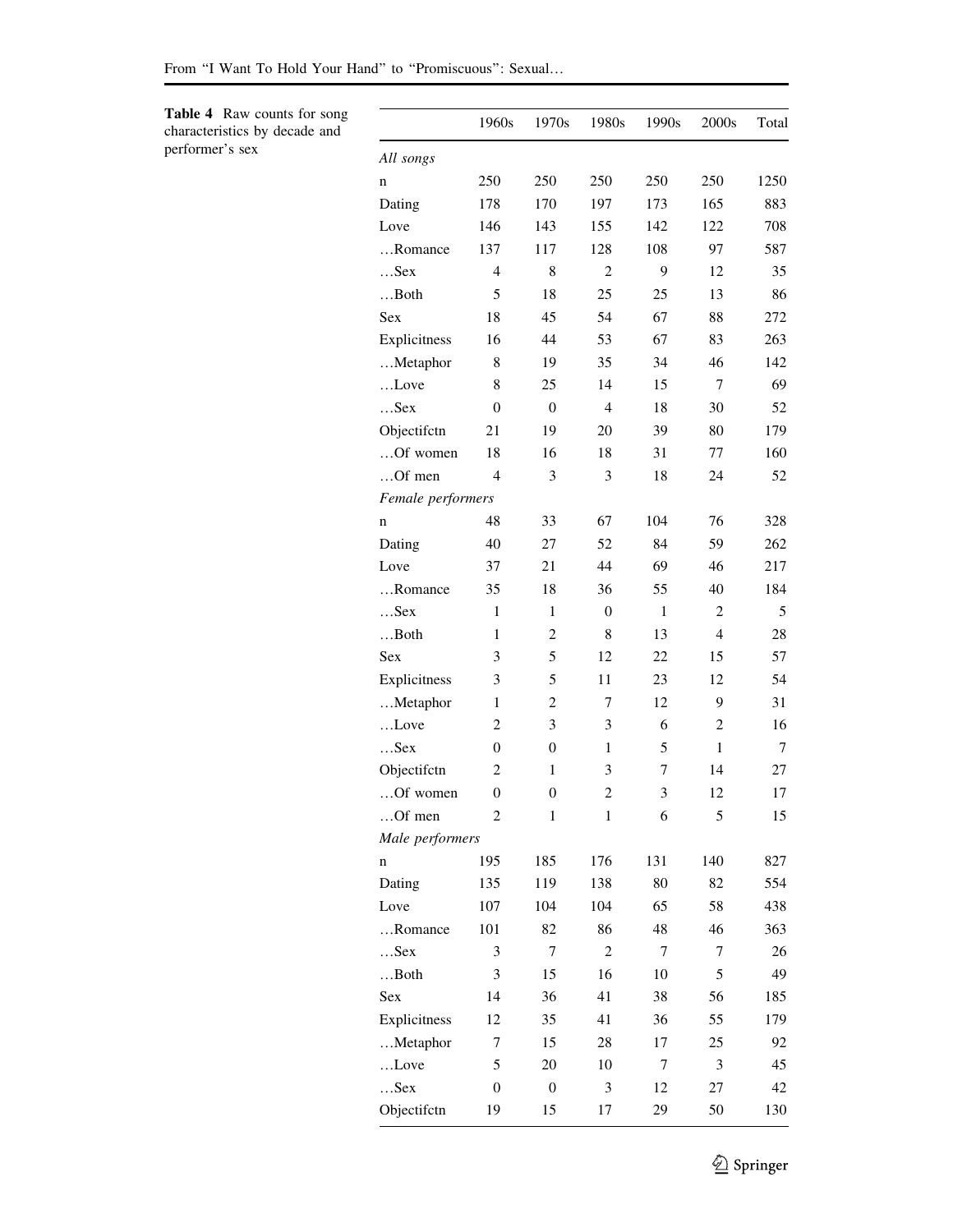**Table 4** Raw counts for song characteristics by decade and performer's sex

| | 1960s | 1970s | 1980s | 1990s | 2000s | Total |
|---|---|---|---|---|---|---|
| *All songs* | | | | | | |
| n | 250 | 250 | 250 | 250 | 250 | 1250 |
| Dating | 178 | 170 | 197 | 173 | 165 | 883 |
| Love | 146 | 143 | 155 | 142 | 122 | 708 |
| …Romance | 137 | 117 | 128 | 108 | 97 | 587 |
| …Sex | 4 | 8 | 2 | 9 | 12 | 35 |
| …Both | 5 | 18 | 25 | 25 | 13 | 86 |
| Sex | 18 | 45 | 54 | 67 | 88 | 272 |
| Explicitness | 16 | 44 | 53 | 67 | 83 | 263 |
| …Metaphor | 8 | 19 | 35 | 34 | 46 | 142 |
| …Love | 8 | 25 | 14 | 15 | 7 | 69 |
| …Sex | 0 | 0 | 4 | 18 | 30 | 52 |
| Objectifctn | 21 | 19 | 20 | 39 | 80 | 179 |
| …Of women | 18 | 16 | 18 | 31 | 77 | 160 |
| …Of men | 4 | 3 | 3 | 18 | 24 | 52 |
| *Female performers* | | | | | | |
| n | 48 | 33 | 67 | 104 | 76 | 328 |
| Dating | 40 | 27 | 52 | 84 | 59 | 262 |
| Love | 37 | 21 | 44 | 69 | 46 | 217 |
| …Romance | 35 | 18 | 36 | 55 | 40 | 184 |
| …Sex | 1 | 1 | 0 | 1 | 2 | 5 |
| …Both | 1 | 2 | 8 | 13 | 4 | 28 |
| Sex | 3 | 5 | 12 | 22 | 15 | 57 |
| Explicitness | 3 | 5 | 11 | 23 | 12 | 54 |
| …Metaphor | 1 | 2 | 7 | 12 | 9 | 31 |
| …Love | 2 | 3 | 3 | 6 | 2 | 16 |
| …Sex | 0 | 0 | 1 | 5 | 1 | 7 |
| Objectifctn | 2 | 1 | 3 | 7 | 14 | 27 |
| …Of women | 0 | 0 | 2 | 3 | 12 | 17 |
| …Of men | 2 | 1 | 1 | 6 | 5 | 15 |
| *Male performers* | | | | | | |
| n | 195 | 185 | 176 | 131 | 140 | 827 |
| Dating | 135 | 119 | 138 | 80 | 82 | 554 |
| Love | 107 | 104 | 104 | 65 | 58 | 438 |
| …Romance | 101 | 82 | 86 | 48 | 46 | 363 |
| …Sex | 3 | 7 | 2 | 7 | 7 | 26 |
| …Both | 3 | 15 | 16 | 10 | 5 | 49 |
| Sex | 14 | 36 | 41 | 38 | 56 | 185 |
| Explicitness | 12 | 35 | 41 | 36 | 55 | 179 |
| …Metaphor | 7 | 15 | 28 | 17 | 25 | 92 |
| …Love | 5 | 20 | 10 | 7 | 3 | 45 |
| …Sex | 0 | 0 | 3 | 12 | 27 | 42 |
| Objectifctn | 19 | 15 | 17 | 29 | 50 | 130 |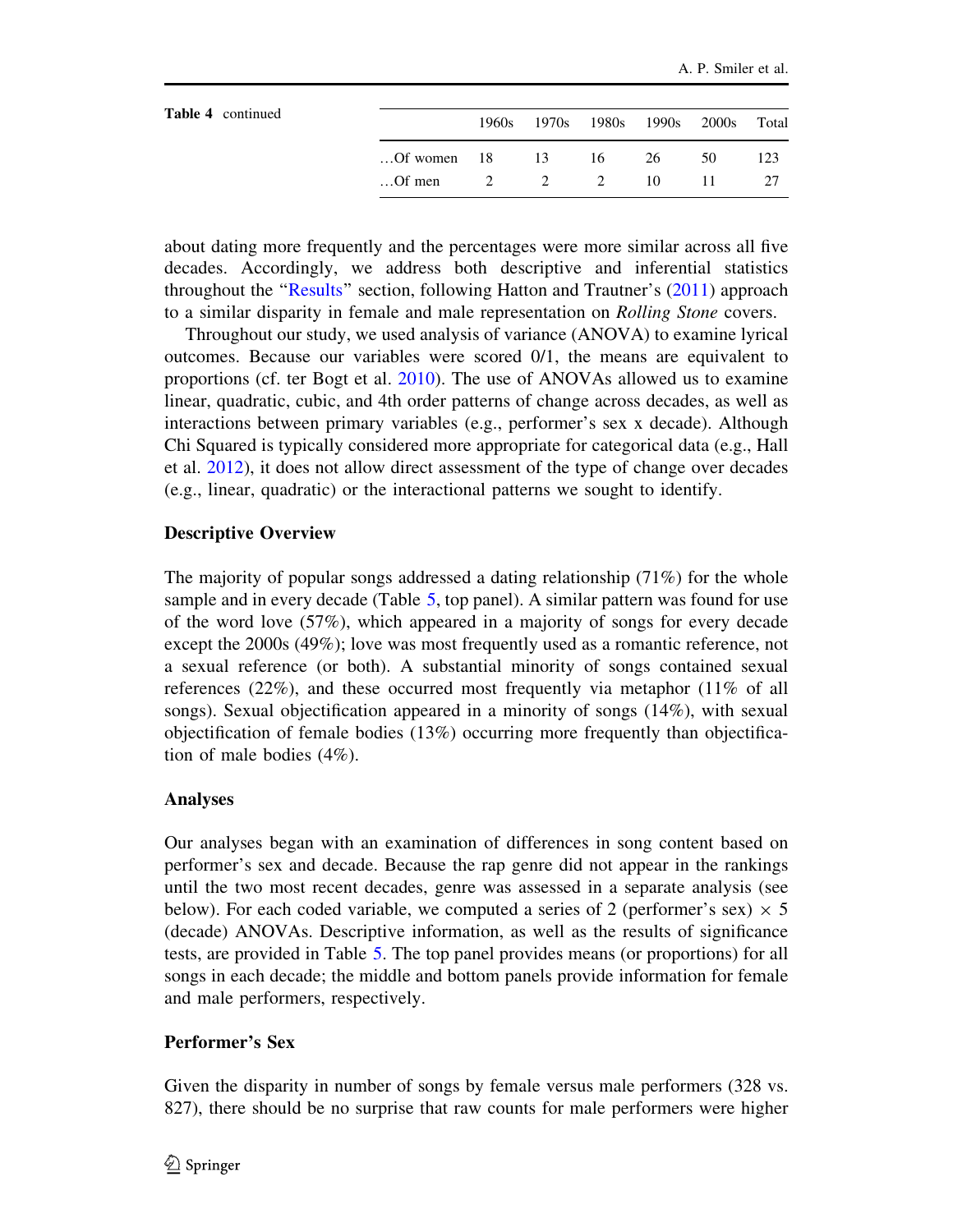**Table 4** continued

| | 1960s | 1970s | 1980s | 1990s | 2000s | Total |
|---|---|---|---|---|---|---|
| …Of women | 18 | 13 | 16 | 26 | 50 | 123 |
| …Of men | 2 | 2 | 2 | 10 | 11 | 27 |

about dating more frequently and the percentages were more similar across all five decades. Accordingly, we address both descriptive and inferential statistics throughout the "Results" section, following Hatton and Trautner's (2011) approach to a similar disparity in female and male representation on *Rolling Stone* covers.

Throughout our study, we used analysis of variance (ANOVA) to examine lyrical outcomes. Because our variables were scored 0/1, the means are equivalent to proportions (cf. ter Bogt et al. 2010). The use of ANOVAs allowed us to examine linear, quadratic, cubic, and 4th order patterns of change across decades, as well as interactions between primary variables (e.g., performer's sex x decade). Although Chi Squared is typically considered more appropriate for categorical data (e.g., Hall et al. 2012), it does not allow direct assessment of the type of change over decades (e.g., linear, quadratic) or the interactional patterns we sought to identify.

### Descriptive Overview

The majority of popular songs addressed a dating relationship (71%) for the whole sample and in every decade (Table 5, top panel). A similar pattern was found for use of the word love (57%), which appeared in a majority of songs for every decade except the 2000s (49%); love was most frequently used as a romantic reference, not a sexual reference (or both). A substantial minority of songs contained sexual references (22%), and these occurred most frequently via metaphor (11% of all songs). Sexual objectification appeared in a minority of songs (14%), with sexual objectification of female bodies (13%) occurring more frequently than objectification of male bodies (4%).

### Analyses

Our analyses began with an examination of differences in song content based on performer's sex and decade. Because the rap genre did not appear in the rankings until the two most recent decades, genre was assessed in a separate analysis (see below). For each coded variable, we computed a series of 2 (performer's sex) × 5 (decade) ANOVAs. Descriptive information, as well as the results of significance tests, are provided in Table 5. The top panel provides means (or proportions) for all songs in each decade; the middle and bottom panels provide information for female and male performers, respectively.

### Performer's Sex

Given the disparity in number of songs by female versus male performers (328 vs. 827), there should be no surprise that raw counts for male performers were higher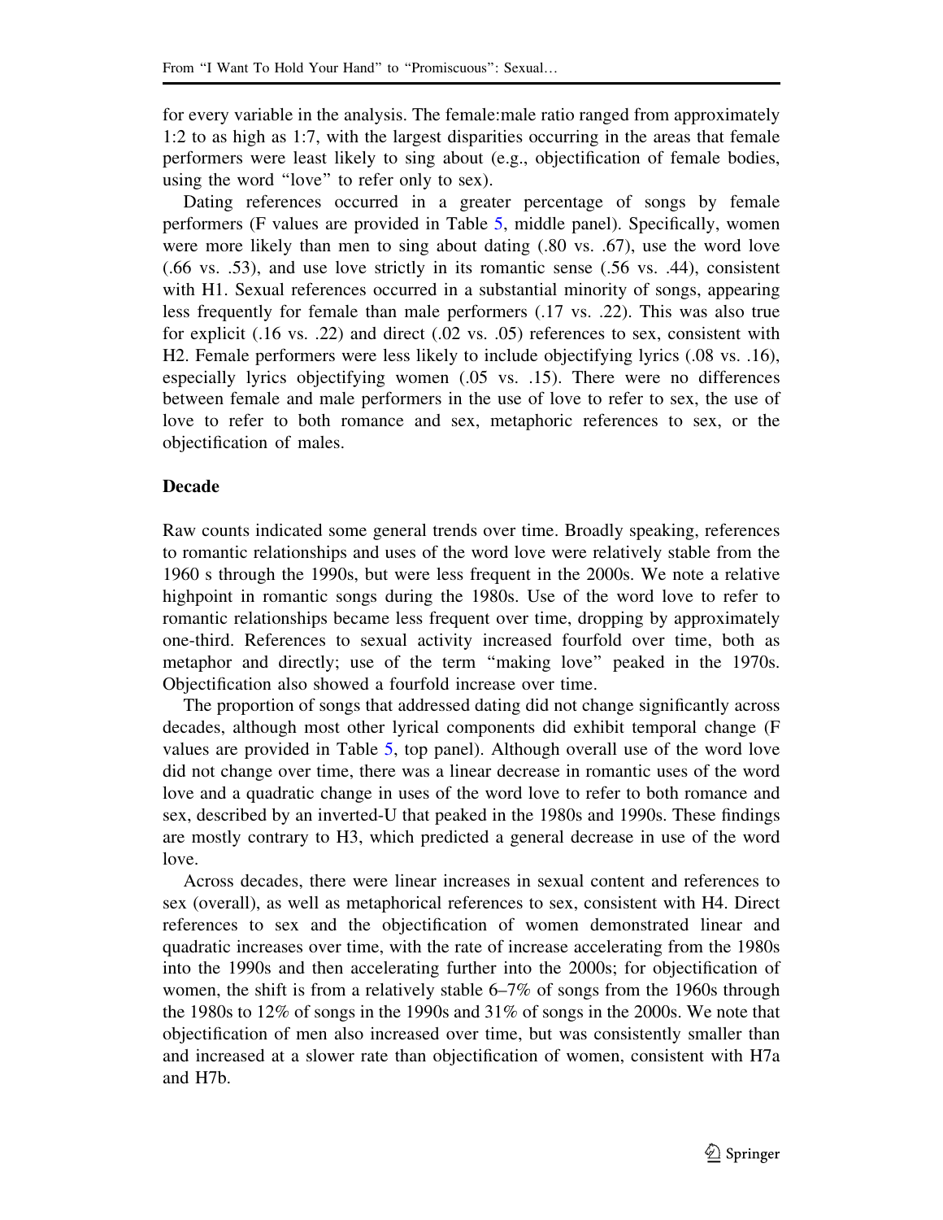for every variable in the analysis. The female:male ratio ranged from approximately 1:2 to as high as 1:7, with the largest disparities occurring in the areas that female performers were least likely to sing about (e.g., objectification of female bodies, using the word "love" to refer only to sex).

Dating references occurred in a greater percentage of songs by female performers (F values are provided in Table 5, middle panel). Specifically, women were more likely than men to sing about dating (.80 vs. .67), use the word love (.66 vs. .53), and use love strictly in its romantic sense (.56 vs. .44), consistent with H1. Sexual references occurred in a substantial minority of songs, appearing less frequently for female than male performers (.17 vs. .22). This was also true for explicit (.16 vs. .22) and direct (.02 vs. .05) references to sex, consistent with H2. Female performers were less likely to include objectifying lyrics (.08 vs. .16), especially lyrics objectifying women (.05 vs. .15). There were no differences between female and male performers in the use of love to refer to sex, the use of love to refer to both romance and sex, metaphoric references to sex, or the objectification of males.

### Decade

Raw counts indicated some general trends over time. Broadly speaking, references to romantic relationships and uses of the word love were relatively stable from the 1960 s through the 1990s, but were less frequent in the 2000s. We note a relative highpoint in romantic songs during the 1980s. Use of the word love to refer to romantic relationships became less frequent over time, dropping by approximately one-third. References to sexual activity increased fourfold over time, both as metaphor and directly; use of the term "making love" peaked in the 1970s. Objectification also showed a fourfold increase over time.

The proportion of songs that addressed dating did not change significantly across decades, although most other lyrical components did exhibit temporal change (F values are provided in Table 5, top panel). Although overall use of the word love did not change over time, there was a linear decrease in romantic uses of the word love and a quadratic change in uses of the word love to refer to both romance and sex, described by an inverted-U that peaked in the 1980s and 1990s. These findings are mostly contrary to H3, which predicted a general decrease in use of the word love.

Across decades, there were linear increases in sexual content and references to sex (overall), as well as metaphorical references to sex, consistent with H4. Direct references to sex and the objectification of women demonstrated linear and quadratic increases over time, with the rate of increase accelerating from the 1980s into the 1990s and then accelerating further into the 2000s; for objectification of women, the shift is from a relatively stable 6–7% of songs from the 1960s through the 1980s to 12% of songs in the 1990s and 31% of songs in the 2000s. We note that objectification of men also increased over time, but was consistently smaller than and increased at a slower rate than objectification of women, consistent with H7a and H7b.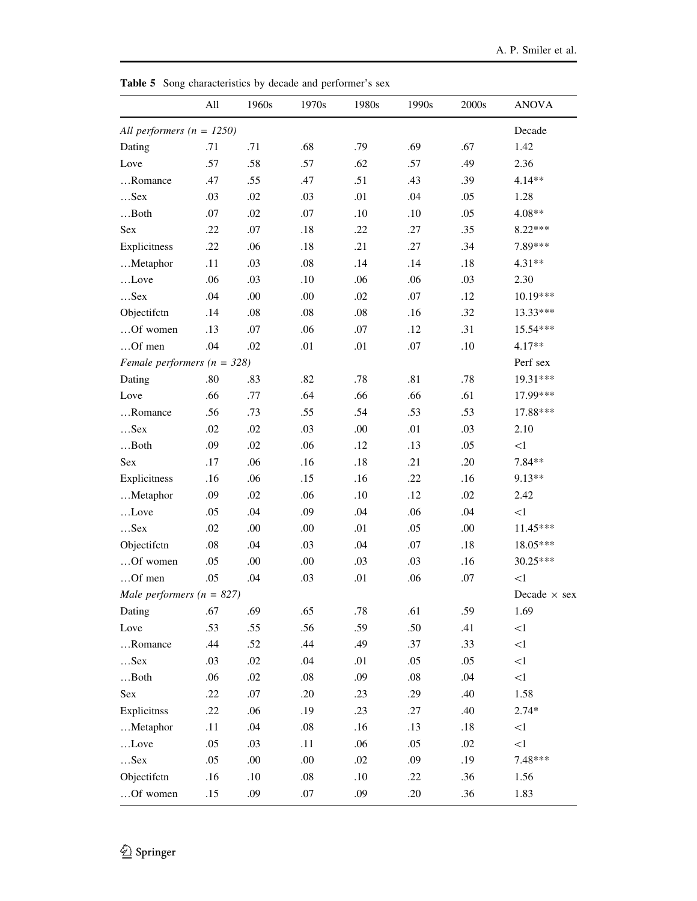**Table 5** Song characteristics by decade and performer's sex

| | All | 1960s | 1970s | 1980s | 1990s | 2000s | ANOVA |
|---|---|---|---|---|---|---|---|
| *All performers (n = 1250)* | | | | | | | Decade |
| Dating | .71 | .71 | .68 | .79 | .69 | .67 | 1.42 |
| Love | .57 | .58 | .57 | .62 | .57 | .49 | 2.36 |
| …Romance | .47 | .55 | .47 | .51 | .43 | .39 | 4.14** |
| …Sex | .03 | .02 | .03 | .01 | .04 | .05 | 1.28 |
| …Both | .07 | .02 | .07 | .10 | .10 | .05 | 4.08** |
| Sex | .22 | .07 | .18 | .22 | .27 | .35 | 8.22*** |
| Explicitness | .22 | .06 | .18 | .21 | .27 | .34 | 7.89*** |
| …Metaphor | .11 | .03 | .08 | .14 | .14 | .18 | 4.31** |
| …Love | .06 | .03 | .10 | .06 | .06 | .03 | 2.30 |
| …Sex | .04 | .00 | .00 | .02 | .07 | .12 | 10.19*** |
| Objectifctn | .14 | .08 | .08 | .08 | .16 | .32 | 13.33*** |
| …Of women | .13 | .07 | .06 | .07 | .12 | .31 | 15.54*** |
| …Of men | .04 | .02 | .01 | .01 | .07 | .10 | 4.17** |
| *Female performers (n = 328)* | | | | | | | Perf sex |
| Dating | .80 | .83 | .82 | .78 | .81 | .78 | 19.31*** |
| Love | .66 | .77 | .64 | .66 | .66 | .61 | 17.99*** |
| …Romance | .56 | .73 | .55 | .54 | .53 | .53 | 17.88*** |
| …Sex | .02 | .02 | .03 | .00 | .01 | .03 | 2.10 |
| …Both | .09 | .02 | .06 | .12 | .13 | .05 | <1 |
| Sex | .17 | .06 | .16 | .18 | .21 | .20 | 7.84** |
| Explicitness | .16 | .06 | .15 | .16 | .22 | .16 | 9.13** |
| …Metaphor | .09 | .02 | .06 | .10 | .12 | .02 | 2.42 |
| …Love | .05 | .04 | .09 | .04 | .06 | .04 | <1 |
| …Sex | .02 | .00 | .00 | .01 | .05 | .00 | 11.45*** |
| Objectifctn | .08 | .04 | .03 | .04 | .07 | .18 | 18.05*** |
| …Of women | .05 | .00 | .00 | .03 | .03 | .16 | 30.25*** |
| …Of men | .05 | .04 | .03 | .01 | .06 | .07 | <1 |
| *Male performers (n = 827)* | | | | | | | Decade × sex |
| Dating | .67 | .69 | .65 | .78 | .61 | .59 | 1.69 |
| Love | .53 | .55 | .56 | .59 | .50 | .41 | <1 |
| …Romance | .44 | .52 | .44 | .49 | .37 | .33 | <1 |
| …Sex | .03 | .02 | .04 | .01 | .05 | .05 | <1 |
| …Both | .06 | .02 | .08 | .09 | .08 | .04 | <1 |
| Sex | .22 | .07 | .20 | .23 | .29 | .40 | 1.58 |
| Explicitnss | .22 | .06 | .19 | .23 | .27 | .40 | 2.74* |
| …Metaphor | .11 | .04 | .08 | .16 | .13 | .18 | <1 |
| …Love | .05 | .03 | .11 | .06 | .05 | .02 | <1 |
| …Sex | .05 | .00 | .00 | .02 | .09 | .19 | 7.48*** |
| Objectifctn | .16 | .10 | .08 | .10 | .22 | .36 | 1.56 |
| …Of women | .15 | .09 | .07 | .09 | .20 | .36 | 1.83 |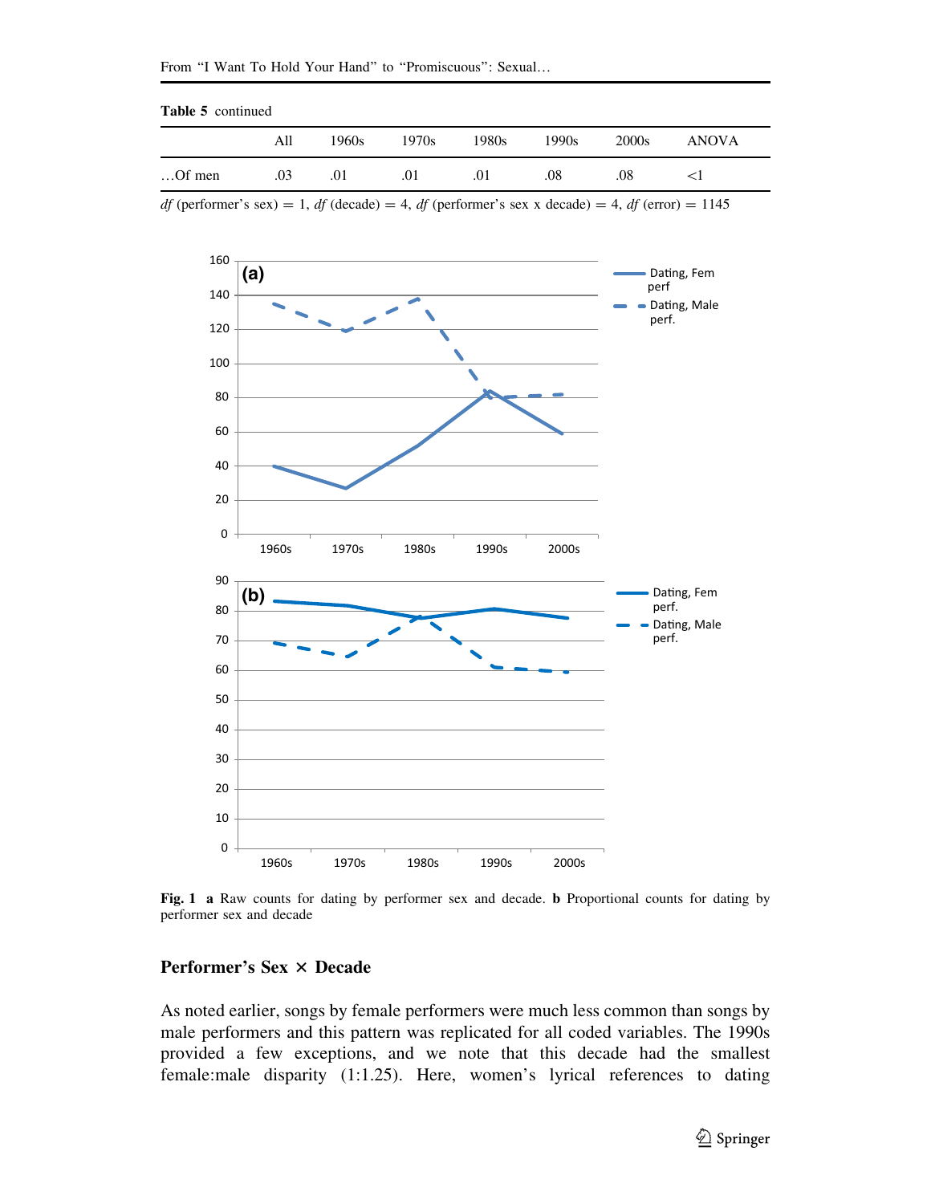**Table 5** continued

|  | All | 1960s | 1970s | 1980s | 1990s | 2000s | ANOVA |
|---|---|---|---|---|---|---|---|
| …Of men | .03 | .01 | .01 | .01 | .08 | .08 | <1 |

*df* (performer's sex) = 1, *df* (decade) = 4, *df* (performer's sex x decade) = 4, *df* (error) = 1145

**Fig. 1** **a** Raw counts for dating by performer sex and decade. **b** Proportional counts for dating by performer sex and decade

## Performer's Sex × Decade

As noted earlier, songs by female performers were much less common than songs by male performers and this pattern was replicated for all coded variables. The 1990s provided a few exceptions, and we note that this decade had the smallest female:male disparity (1:1.25). Here, women's lyrical references to dating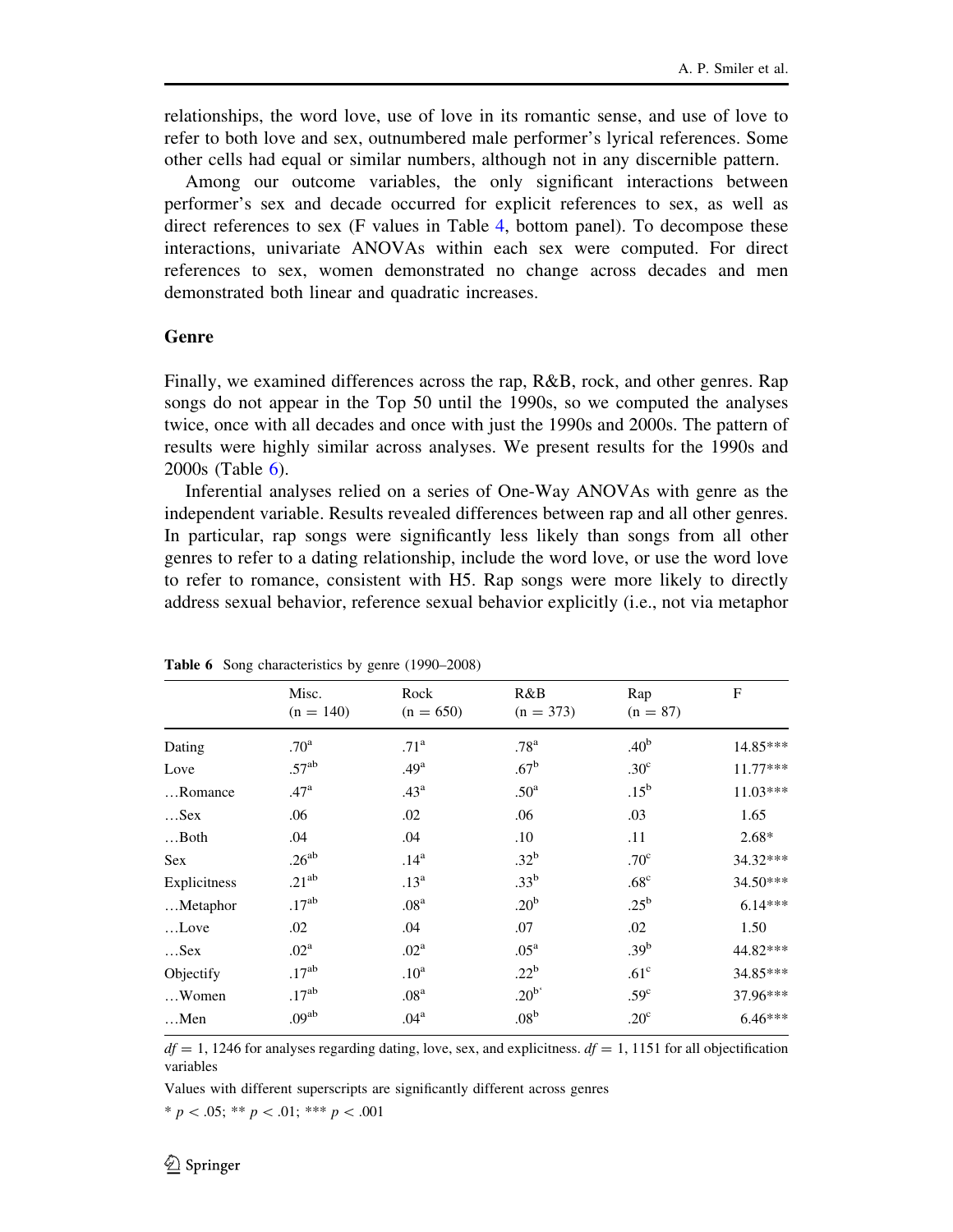relationships, the word love, use of love in its romantic sense, and use of love to refer to both love and sex, outnumbered male performer's lyrical references. Some other cells had equal or similar numbers, although not in any discernible pattern.

Among our outcome variables, the only significant interactions between performer's sex and decade occurred for explicit references to sex, as well as direct references to sex (F values in Table 4, bottom panel). To decompose these interactions, univariate ANOVAs within each sex were computed. For direct references to sex, women demonstrated no change across decades and men demonstrated both linear and quadratic increases.

## Genre

Finally, we examined differences across the rap, R&B, rock, and other genres. Rap songs do not appear in the Top 50 until the 1990s, so we computed the analyses twice, once with all decades and once with just the 1990s and 2000s. The pattern of results were highly similar across analyses. We present results for the 1990s and 2000s (Table 6).

Inferential analyses relied on a series of One-Way ANOVAs with genre as the independent variable. Results revealed differences between rap and all other genres. In particular, rap songs were significantly less likely than songs from all other genres to refer to a dating relationship, include the word love, or use the word love to refer to romance, consistent with H5. Rap songs were more likely to directly address sexual behavior, reference sexual behavior explicitly (i.e., not via metaphor

**Table 6** Song characteristics by genre (1990–2008)

| | Misc. (n = 140) | Rock (n = 650) | R&B (n = 373) | Rap (n = 87) | F |
|---|---|---|---|---|---|
| Dating | .70$^{a}$ | .71$^{a}$ | .78$^{a}$ | .40$^{b}$ | 14.85*** |
| Love | .57$^{ab}$ | .49$^{a}$ | .67$^{b}$ | .30$^{c}$ | 11.77*** |
| …Romance | .47$^{a}$ | .43$^{a}$ | .50$^{a}$ | .15$^{b}$ | 11.03*** |
| …Sex | .06 | .02 | .06 | .03 | 1.65 |
| …Both | .04 | .04 | .10 | .11 | 2.68* |
| Sex | .26$^{ab}$ | .14$^{a}$ | .32$^{b}$ | .70$^{c}$ | 34.32*** |
| Explicitness | .21$^{ab}$ | .13$^{a}$ | .33$^{b}$ | .68$^{c}$ | 34.50*** |
| …Metaphor | .17$^{ab}$ | .08$^{a}$ | .20$^{b}$ | .25$^{b}$ | 6.14*** |
| …Love | .02 | .04 | .07 | .02 | 1.50 |
| …Sex | .02$^{a}$ | .02$^{a}$ | .05$^{a}$ | .39$^{b}$ | 44.82*** |
| Objectify | .17$^{ab}$ | .10$^{a}$ | .22$^{b}$ | .61$^{c}$ | 34.85*** |
| …Women | .17$^{ab}$ | .08$^{a}$ | .20$^{b}$ | .59$^{c}$ | 37.96*** |
| …Men | .09$^{ab}$ | .04$^{a}$ | .08$^{b}$ | .20$^{c}$ | 6.46*** |

$df = 1, 1246$ for analyses regarding dating, love, sex, and explicitness. $df = 1, 1151$ for all objectification variables

Values with different superscripts are significantly different across genres

* $p < .05$; ** $p < .01$; *** $p < .001$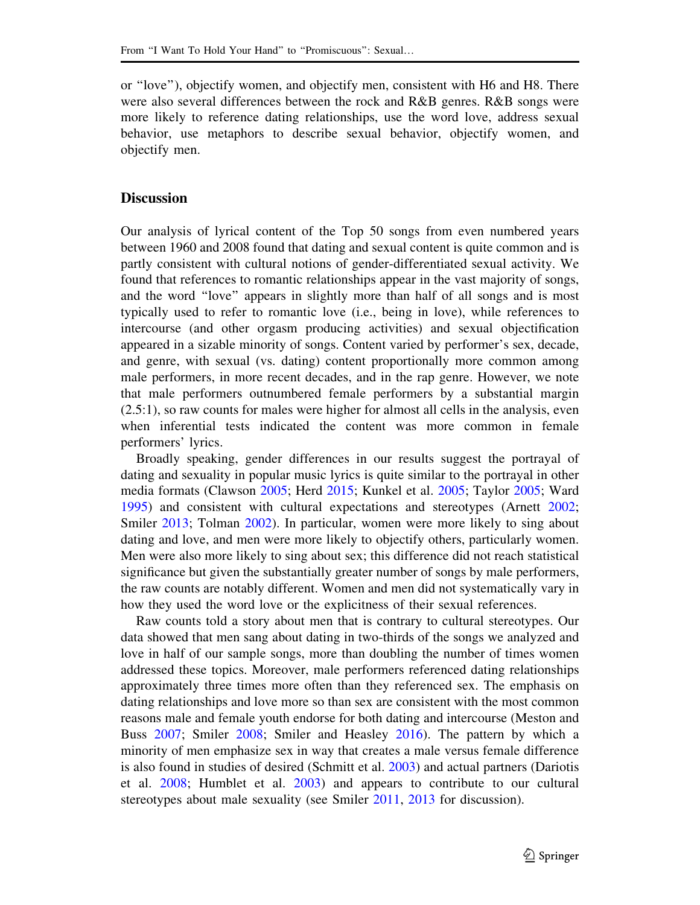or "love"), objectify women, and objectify men, consistent with H6 and H8. There were also several differences between the rock and R&B genres. R&B songs were more likely to reference dating relationships, use the word love, address sexual behavior, use metaphors to describe sexual behavior, objectify women, and objectify men.

## Discussion

Our analysis of lyrical content of the Top 50 songs from even numbered years between 1960 and 2008 found that dating and sexual content is quite common and is partly consistent with cultural notions of gender-differentiated sexual activity. We found that references to romantic relationships appear in the vast majority of songs, and the word "love" appears in slightly more than half of all songs and is most typically used to refer to romantic love (i.e., being in love), while references to intercourse (and other orgasm producing activities) and sexual objectification appeared in a sizable minority of songs. Content varied by performer's sex, decade, and genre, with sexual (vs. dating) content proportionally more common among male performers, in more recent decades, and in the rap genre. However, we note that male performers outnumbered female performers by a substantial margin (2.5:1), so raw counts for males were higher for almost all cells in the analysis, even when inferential tests indicated the content was more common in female performers' lyrics.

Broadly speaking, gender differences in our results suggest the portrayal of dating and sexuality in popular music lyrics is quite similar to the portrayal in other media formats (Clawson 2005; Herd 2015; Kunkel et al. 2005; Taylor 2005; Ward 1995) and consistent with cultural expectations and stereotypes (Arnett 2002; Smiler 2013; Tolman 2002). In particular, women were more likely to sing about dating and love, and men were more likely to objectify others, particularly women. Men were also more likely to sing about sex; this difference did not reach statistical significance but given the substantially greater number of songs by male performers, the raw counts are notably different. Women and men did not systematically vary in how they used the word love or the explicitness of their sexual references.

Raw counts told a story about men that is contrary to cultural stereotypes. Our data showed that men sang about dating in two-thirds of the songs we analyzed and love in half of our sample songs, more than doubling the number of times women addressed these topics. Moreover, male performers referenced dating relationships approximately three times more often than they referenced sex. The emphasis on dating relationships and love more so than sex are consistent with the most common reasons male and female youth endorse for both dating and intercourse (Meston and Buss 2007; Smiler 2008; Smiler and Heasley 2016). The pattern by which a minority of men emphasize sex in way that creates a male versus female difference is also found in studies of desired (Schmitt et al. 2003) and actual partners (Dariotis et al. 2008; Humblet et al. 2003) and appears to contribute to our cultural stereotypes about male sexuality (see Smiler 2011, 2013 for discussion).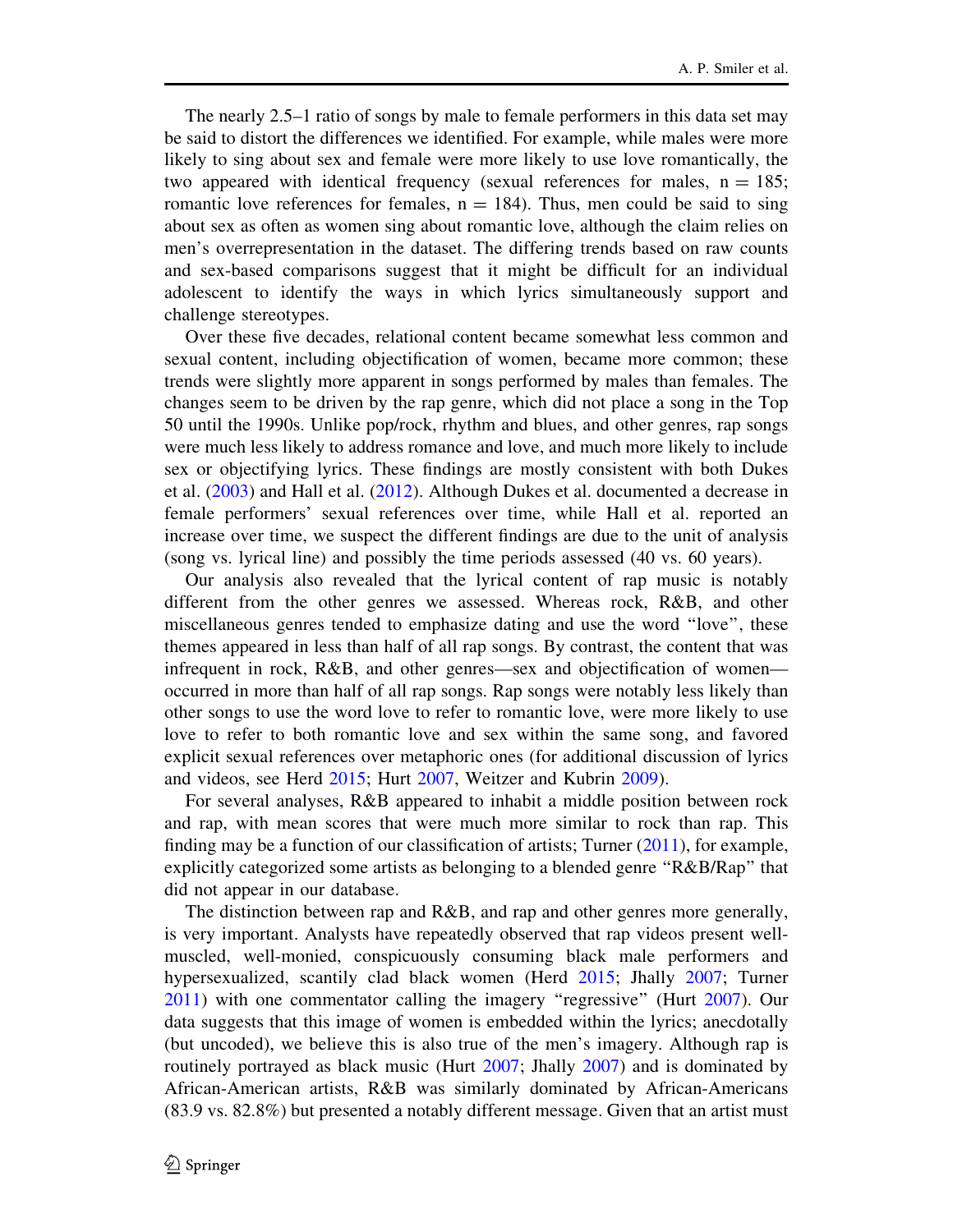The nearly 2.5–1 ratio of songs by male to female performers in this data set may be said to distort the differences we identified. For example, while males were more likely to sing about sex and female were more likely to use love romantically, the two appeared with identical frequency (sexual references for males, $n = 185$; romantic love references for females, $n = 184$). Thus, men could be said to sing about sex as often as women sing about romantic love, although the claim relies on men's overrepresentation in the dataset. The differing trends based on raw counts and sex-based comparisons suggest that it might be difficult for an individual adolescent to identify the ways in which lyrics simultaneously support and challenge stereotypes.

Over these five decades, relational content became somewhat less common and sexual content, including objectification of women, became more common; these trends were slightly more apparent in songs performed by males than females. The changes seem to be driven by the rap genre, which did not place a song in the Top 50 until the 1990s. Unlike pop/rock, rhythm and blues, and other genres, rap songs were much less likely to address romance and love, and much more likely to include sex or objectifying lyrics. These findings are mostly consistent with both Dukes et al. (2003) and Hall et al. (2012). Although Dukes et al. documented a decrease in female performers' sexual references over time, while Hall et al. reported an increase over time, we suspect the different findings are due to the unit of analysis (song vs. lyrical line) and possibly the time periods assessed (40 vs. 60 years).

Our analysis also revealed that the lyrical content of rap music is notably different from the other genres we assessed. Whereas rock, R&B, and other miscellaneous genres tended to emphasize dating and use the word "love", these themes appeared in less than half of all rap songs. By contrast, the content that was infrequent in rock, R&B, and other genres—sex and objectification of women—occurred in more than half of all rap songs. Rap songs were notably less likely than other songs to use the word love to refer to romantic love, were more likely to use love to refer to both romantic love and sex within the same song, and favored explicit sexual references over metaphoric ones (for additional discussion of lyrics and videos, see Herd 2015; Hurt 2007, Weitzer and Kubrin 2009).

For several analyses, R&B appeared to inhabit a middle position between rock and rap, with mean scores that were much more similar to rock than rap. This finding may be a function of our classification of artists; Turner (2011), for example, explicitly categorized some artists as belonging to a blended genre "R&B/Rap" that did not appear in our database.

The distinction between rap and R&B, and rap and other genres more generally, is very important. Analysts have repeatedly observed that rap videos present well-muscled, well-monied, conspicuously consuming black male performers and hypersexualized, scantily clad black women (Herd 2015; Jhally 2007; Turner 2011) with one commentator calling the imagery "regressive" (Hurt 2007). Our data suggests that this image of women is embedded within the lyrics; anecdotally (but uncoded), we believe this is also true of the men's imagery. Although rap is routinely portrayed as black music (Hurt 2007; Jhally 2007) and is dominated by African-American artists, R&B was similarly dominated by African-Americans (83.9 vs. 82.8%) but presented a notably different message. Given that an artist must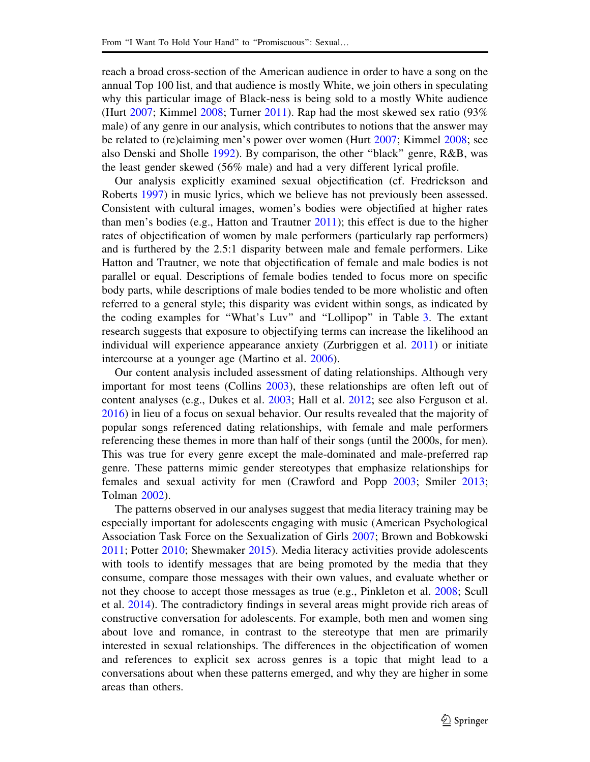reach a broad cross-section of the American audience in order to have a song on the annual Top 100 list, and that audience is mostly White, we join others in speculating why this particular image of Black-ness is being sold to a mostly White audience (Hurt 2007; Kimmel 2008; Turner 2011). Rap had the most skewed sex ratio (93% male) of any genre in our analysis, which contributes to notions that the answer may be related to (re)claiming men's power over women (Hurt 2007; Kimmel 2008; see also Denski and Sholle 1992). By comparison, the other "black" genre, R&B, was the least gender skewed (56% male) and had a very different lyrical profile.

Our analysis explicitly examined sexual objectification (cf. Fredrickson and Roberts 1997) in music lyrics, which we believe has not previously been assessed. Consistent with cultural images, women's bodies were objectified at higher rates than men's bodies (e.g., Hatton and Trautner 2011); this effect is due to the higher rates of objectification of women by male performers (particularly rap performers) and is furthered by the 2.5:1 disparity between male and female performers. Like Hatton and Trautner, we note that objectification of female and male bodies is not parallel or equal. Descriptions of female bodies tended to focus more on specific body parts, while descriptions of male bodies tended to be more wholistic and often referred to a general style; this disparity was evident within songs, as indicated by the coding examples for "What's Luv" and "Lollipop" in Table 3. The extant research suggests that exposure to objectifying terms can increase the likelihood an individual will experience appearance anxiety (Zurbriggen et al. 2011) or initiate intercourse at a younger age (Martino et al. 2006).

Our content analysis included assessment of dating relationships. Although very important for most teens (Collins 2003), these relationships are often left out of content analyses (e.g., Dukes et al. 2003; Hall et al. 2012; see also Ferguson et al. 2016) in lieu of a focus on sexual behavior. Our results revealed that the majority of popular songs referenced dating relationships, with female and male performers referencing these themes in more than half of their songs (until the 2000s, for men). This was true for every genre except the male-dominated and male-preferred rap genre. These patterns mimic gender stereotypes that emphasize relationships for females and sexual activity for men (Crawford and Popp 2003; Smiler 2013; Tolman 2002).

The patterns observed in our analyses suggest that media literacy training may be especially important for adolescents engaging with music (American Psychological Association Task Force on the Sexualization of Girls 2007; Brown and Bobkowski 2011; Potter 2010; Shewmaker 2015). Media literacy activities provide adolescents with tools to identify messages that are being promoted by the media that they consume, compare those messages with their own values, and evaluate whether or not they choose to accept those messages as true (e.g., Pinkleton et al. 2008; Scull et al. 2014). The contradictory findings in several areas might provide rich areas of constructive conversation for adolescents. For example, both men and women sing about love and romance, in contrast to the stereotype that men are primarily interested in sexual relationships. The differences in the objectification of women and references to explicit sex across genres is a topic that might lead to a conversations about when these patterns emerged, and why they are higher in some areas than others.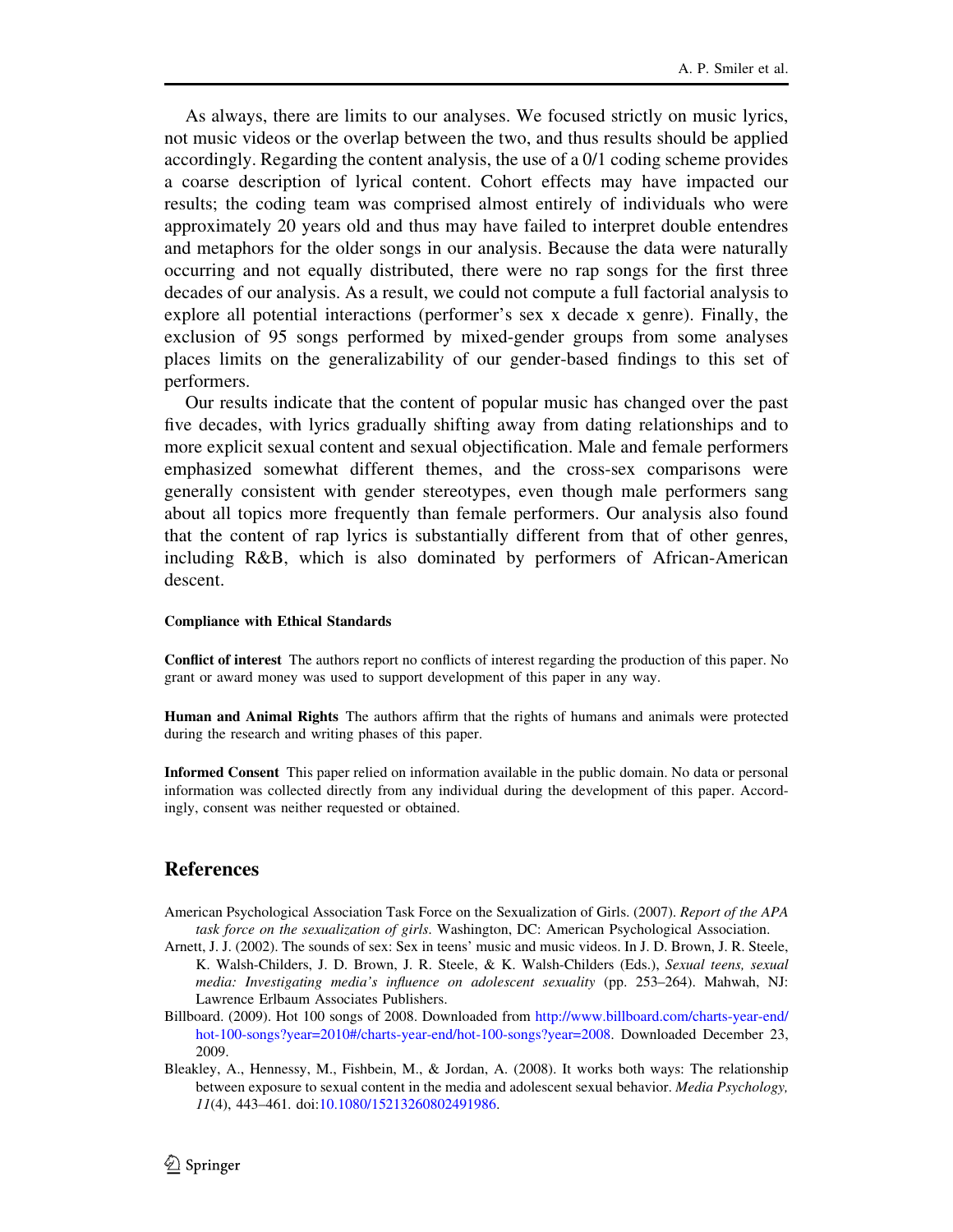As always, there are limits to our analyses. We focused strictly on music lyrics, not music videos or the overlap between the two, and thus results should be applied accordingly. Regarding the content analysis, the use of a 0/1 coding scheme provides a coarse description of lyrical content. Cohort effects may have impacted our results; the coding team was comprised almost entirely of individuals who were approximately 20 years old and thus may have failed to interpret double entendres and metaphors for the older songs in our analysis. Because the data were naturally occurring and not equally distributed, there were no rap songs for the first three decades of our analysis. As a result, we could not compute a full factorial analysis to explore all potential interactions (performer's sex x decade x genre). Finally, the exclusion of 95 songs performed by mixed-gender groups from some analyses places limits on the generalizability of our gender-based findings to this set of performers.

Our results indicate that the content of popular music has changed over the past five decades, with lyrics gradually shifting away from dating relationships and to more explicit sexual content and sexual objectification. Male and female performers emphasized somewhat different themes, and the cross-sex comparisons were generally consistent with gender stereotypes, even though male performers sang about all topics more frequently than female performers. Our analysis also found that the content of rap lyrics is substantially different from that of other genres, including R&B, which is also dominated by performers of African-American descent.

#### Compliance with Ethical Standards

**Conflict of interest** The authors report no conflicts of interest regarding the production of this paper. No grant or award money was used to support development of this paper in any way.

**Human and Animal Rights** The authors affirm that the rights of humans and animals were protected during the research and writing phases of this paper.

**Informed Consent** This paper relied on information available in the public domain. No data or personal information was collected directly from any individual during the development of this paper. Accordingly, consent was neither requested or obtained.

## References

American Psychological Association Task Force on the Sexualization of Girls. (2007). *Report of the APA task force on the sexualization of girls*. Washington, DC: American Psychological Association.

Arnett, J. J. (2002). The sounds of sex: Sex in teens' music and music videos. In J. D. Brown, J. R. Steele, K. Walsh-Childers, J. D. Brown, J. R. Steele, & K. Walsh-Childers (Eds.), *Sexual teens, sexual media: Investigating media's influence on adolescent sexuality* (pp. 253–264). Mahwah, NJ: Lawrence Erlbaum Associates Publishers.

Billboard. (2009). Hot 100 songs of 2008. Downloaded from http://www.billboard.com/charts-year-end/hot-100-songs?year=2010#/charts-year-end/hot-100-songs?year=2008. Downloaded December 23, 2009.

Bleakley, A., Hennessy, M., Fishbein, M., & Jordan, A. (2008). It works both ways: The relationship between exposure to sexual content in the media and adolescent sexual behavior. *Media Psychology, 11*(4), 443–461. doi:10.1080/15213260802491986.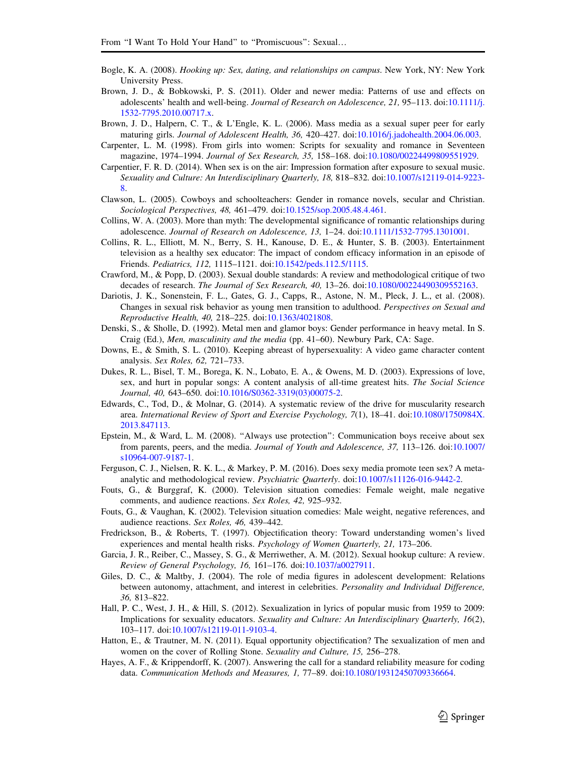Bogle, K. A. (2008). *Hooking up: Sex, dating, and relationships on campus*. New York, NY: New York University Press.

Brown, J. D., & Bobkowski, P. S. (2011). Older and newer media: Patterns of use and effects on adolescents' health and well-being. *Journal of Research on Adolescence, 21,* 95–113. doi:10.1111/j.1532-7795.2010.00717.x.

Brown, J. D., Halpern, C. T., & L'Engle, K. L. (2006). Mass media as a sexual super peer for early maturing girls. *Journal of Adolescent Health, 36,* 420–427. doi:10.1016/j.jadohealth.2004.06.003.

Carpenter, L. M. (1998). From girls into women: Scripts for sexuality and romance in Seventeen magazine, 1974–1994. *Journal of Sex Research, 35,* 158–168. doi:10.1080/00224499809551929.

Carpentier, F. R. D. (2014). When sex is on the air: Impression formation after exposure to sexual music. *Sexuality and Culture: An Interdisciplinary Quarterly, 18,* 818–832. doi:10.1007/s12119-014-9223-8.

Clawson, L. (2005). Cowboys and schoolteachers: Gender in romance novels, secular and Christian. *Sociological Perspectives, 48,* 461–479. doi:10.1525/sop.2005.48.4.461.

Collins, W. A. (2003). More than myth: The developmental significance of romantic relationships during adolescence. *Journal of Research on Adolescence, 13,* 1–24. doi:10.1111/1532-7795.1301001.

Collins, R. L., Elliott, M. N., Berry, S. H., Kanouse, D. E., & Hunter, S. B. (2003). Entertainment television as a healthy sex educator: The impact of condom efficacy information in an episode of Friends. *Pediatrics, 112,* 1115–1121. doi:10.1542/peds.112.5/1115.

Crawford, M., & Popp, D. (2003). Sexual double standards: A review and methodological critique of two decades of research. *The Journal of Sex Research, 40,* 13–26. doi:10.1080/00224490309552163.

Dariotis, J. K., Sonenstein, F. L., Gates, G. J., Capps, R., Astone, N. M., Pleck, J. L., et al. (2008). Changes in sexual risk behavior as young men transition to adulthood. *Perspectives on Sexual and Reproductive Health, 40,* 218–225. doi:10.1363/4021808.

Denski, S., & Sholle, D. (1992). Metal men and glamor boys: Gender performance in heavy metal. In S. Craig (Ed.), *Men, masculinity and the media* (pp. 41–60). Newbury Park, CA: Sage.

Downs, E., & Smith, S. L. (2010). Keeping abreast of hypersexuality: A video game character content analysis. *Sex Roles, 62,* 721–733.

Dukes, R. L., Bisel, T. M., Borega, K. N., Lobato, E. A., & Owens, M. D. (2003). Expressions of love, sex, and hurt in popular songs: A content analysis of all-time greatest hits. *The Social Science Journal, 40,* 643–650. doi:10.1016/S0362-3319(03)00075-2.

Edwards, C., Tod, D., & Molnar, G. (2014). A systematic review of the drive for muscularity research area. *International Review of Sport and Exercise Psychology, 7*(1), 18–41. doi:10.1080/1750984X.2013.847113.

Epstein, M., & Ward, L. M. (2008). "Always use protection": Communication boys receive about sex from parents, peers, and the media. *Journal of Youth and Adolescence, 37,* 113–126. doi:10.1007/s10964-007-9187-1.

Ferguson, C. J., Nielsen, R. K. L., & Markey, P. M. (2016). Does sexy media promote teen sex? A meta-analytic and methodological review. *Psychiatric Quarterly*. doi:10.1007/s11126-016-9442-2.

Fouts, G., & Burggraf, K. (2000). Television situation comedies: Female weight, male negative comments, and audience reactions. *Sex Roles, 42,* 925–932.

Fouts, G., & Vaughan, K. (2002). Television situation comedies: Male weight, negative references, and audience reactions. *Sex Roles, 46,* 439–442.

Fredrickson, B., & Roberts, T. (1997). Objectification theory: Toward understanding women's lived experiences and mental health risks. *Psychology of Women Quarterly, 21,* 173–206.

Garcia, J. R., Reiber, C., Massey, S. G., & Merriwether, A. M. (2012). Sexual hookup culture: A review. *Review of General Psychology, 16,* 161–176. doi:10.1037/a0027911.

Giles, D. C., & Maltby, J. (2004). The role of media figures in adolescent development: Relations between autonomy, attachment, and interest in celebrities. *Personality and Individual Difference, 36,* 813–822.

Hall, P. C., West, J. H., & Hill, S. (2012). Sexualization in lyrics of popular music from 1959 to 2009: Implications for sexuality educators. *Sexuality and Culture: An Interdisciplinary Quarterly, 16*(2), 103–117. doi:10.1007/s12119-011-9103-4.

Hatton, E., & Trautner, M. N. (2011). Equal opportunity objectification? The sexualization of men and women on the cover of Rolling Stone. *Sexuality and Culture, 15,* 256–278.

Hayes, A. F., & Krippendorff, K. (2007). Answering the call for a standard reliability measure for coding data. *Communication Methods and Measures, 1,* 77–89. doi:10.1080/19312450709336664.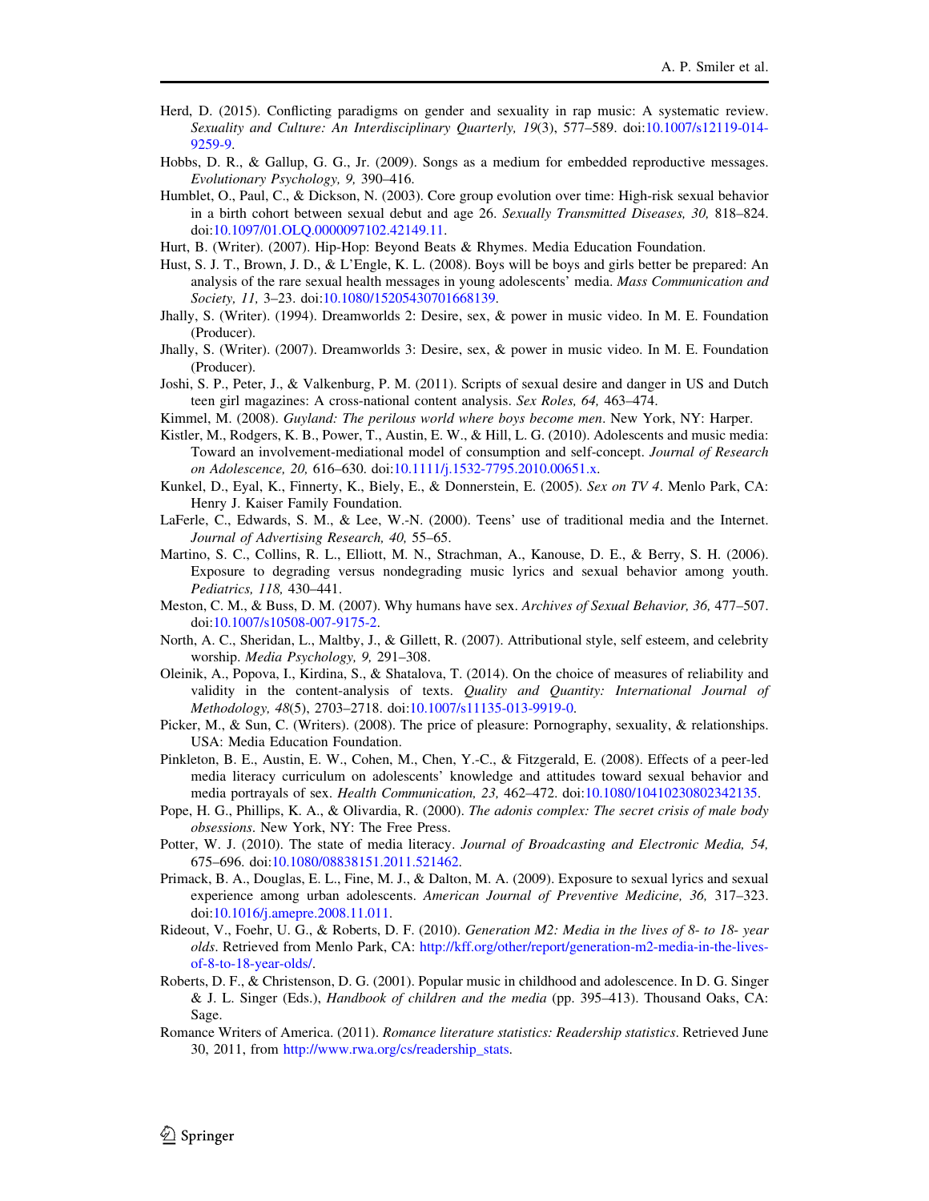Herd, D. (2015). Conflicting paradigms on gender and sexuality in rap music: A systematic review. *Sexuality and Culture: An Interdisciplinary Quarterly, 19*(3), 577–589. doi:10.1007/s12119-014-9259-9.

Hobbs, D. R., & Gallup, G. G., Jr. (2009). Songs as a medium for embedded reproductive messages. *Evolutionary Psychology, 9,* 390–416.

Humblet, O., Paul, C., & Dickson, N. (2003). Core group evolution over time: High-risk sexual behavior in a birth cohort between sexual debut and age 26. *Sexually Transmitted Diseases, 30,* 818–824. doi:10.1097/01.OLQ.0000097102.42149.11.

Hurt, B. (Writer). (2007). Hip-Hop: Beyond Beats & Rhymes. Media Education Foundation.

Hust, S. J. T., Brown, J. D., & L'Engle, K. L. (2008). Boys will be boys and girls better be prepared: An analysis of the rare sexual health messages in young adolescents' media. *Mass Communication and Society, 11,* 3–23. doi:10.1080/15205430701668139.

Jhally, S. (Writer). (1994). Dreamworlds 2: Desire, sex, & power in music video. In M. E. Foundation (Producer).

Jhally, S. (Writer). (2007). Dreamworlds 3: Desire, sex, & power in music video. In M. E. Foundation (Producer).

Joshi, S. P., Peter, J., & Valkenburg, P. M. (2011). Scripts of sexual desire and danger in US and Dutch teen girl magazines: A cross-national content analysis. *Sex Roles, 64,* 463–474.

Kimmel, M. (2008). *Guyland: The perilous world where boys become men*. New York, NY: Harper.

Kistler, M., Rodgers, K. B., Power, T., Austin, E. W., & Hill, L. G. (2010). Adolescents and music media: Toward an involvement-mediational model of consumption and self-concept. *Journal of Research on Adolescence, 20,* 616–630. doi:10.1111/j.1532-7795.2010.00651.x.

Kunkel, D., Eyal, K., Finnerty, K., Biely, E., & Donnerstein, E. (2005). *Sex on TV 4*. Menlo Park, CA: Henry J. Kaiser Family Foundation.

LaFerle, C., Edwards, S. M., & Lee, W.-N. (2000). Teens' use of traditional media and the Internet. *Journal of Advertising Research, 40,* 55–65.

Martino, S. C., Collins, R. L., Elliott, M. N., Strachman, A., Kanouse, D. E., & Berry, S. H. (2006). Exposure to degrading versus nondegrading music lyrics and sexual behavior among youth. *Pediatrics, 118,* 430–441.

Meston, C. M., & Buss, D. M. (2007). Why humans have sex. *Archives of Sexual Behavior, 36,* 477–507. doi:10.1007/s10508-007-9175-2.

North, A. C., Sheridan, L., Maltby, J., & Gillett, R. (2007). Attributional style, self esteem, and celebrity worship. *Media Psychology, 9,* 291–308.

Oleinik, A., Popova, I., Kirdina, S., & Shatalova, T. (2014). On the choice of measures of reliability and validity in the content-analysis of texts. *Quality and Quantity: International Journal of Methodology, 48*(5), 2703–2718. doi:10.1007/s11135-013-9919-0.

Picker, M., & Sun, C. (Writers). (2008). The price of pleasure: Pornography, sexuality, & relationships. USA: Media Education Foundation.

Pinkleton, B. E., Austin, E. W., Cohen, M., Chen, Y.-C., & Fitzgerald, E. (2008). Effects of a peer-led media literacy curriculum on adolescents' knowledge and attitudes toward sexual behavior and media portrayals of sex. *Health Communication, 23,* 462–472. doi:10.1080/10410230802342135.

Pope, H. G., Phillips, K. A., & Olivardia, R. (2000). *The adonis complex: The secret crisis of male body obsessions*. New York, NY: The Free Press.

Potter, W. J. (2010). The state of media literacy. *Journal of Broadcasting and Electronic Media, 54,* 675–696. doi:10.1080/08838151.2011.521462.

Primack, B. A., Douglas, E. L., Fine, M. J., & Dalton, M. A. (2009). Exposure to sexual lyrics and sexual experience among urban adolescents. *American Journal of Preventive Medicine, 36,* 317–323. doi:10.1016/j.amepre.2008.11.011.

Rideout, V., Foehr, U. G., & Roberts, D. F. (2010). *Generation M2: Media in the lives of 8- to 18- year olds*. Retrieved from Menlo Park, CA: http://kff.org/other/report/generation-m2-media-in-the-lives-of-8-to-18-year-olds/.

Roberts, D. F., & Christenson, D. G. (2001). Popular music in childhood and adolescence. In D. G. Singer & J. L. Singer (Eds.), *Handbook of children and the media* (pp. 395–413). Thousand Oaks, CA: Sage.

Romance Writers of America. (2011). *Romance literature statistics: Readership statistics*. Retrieved June 30, 2011, from http://www.rwa.org/cs/readership_stats.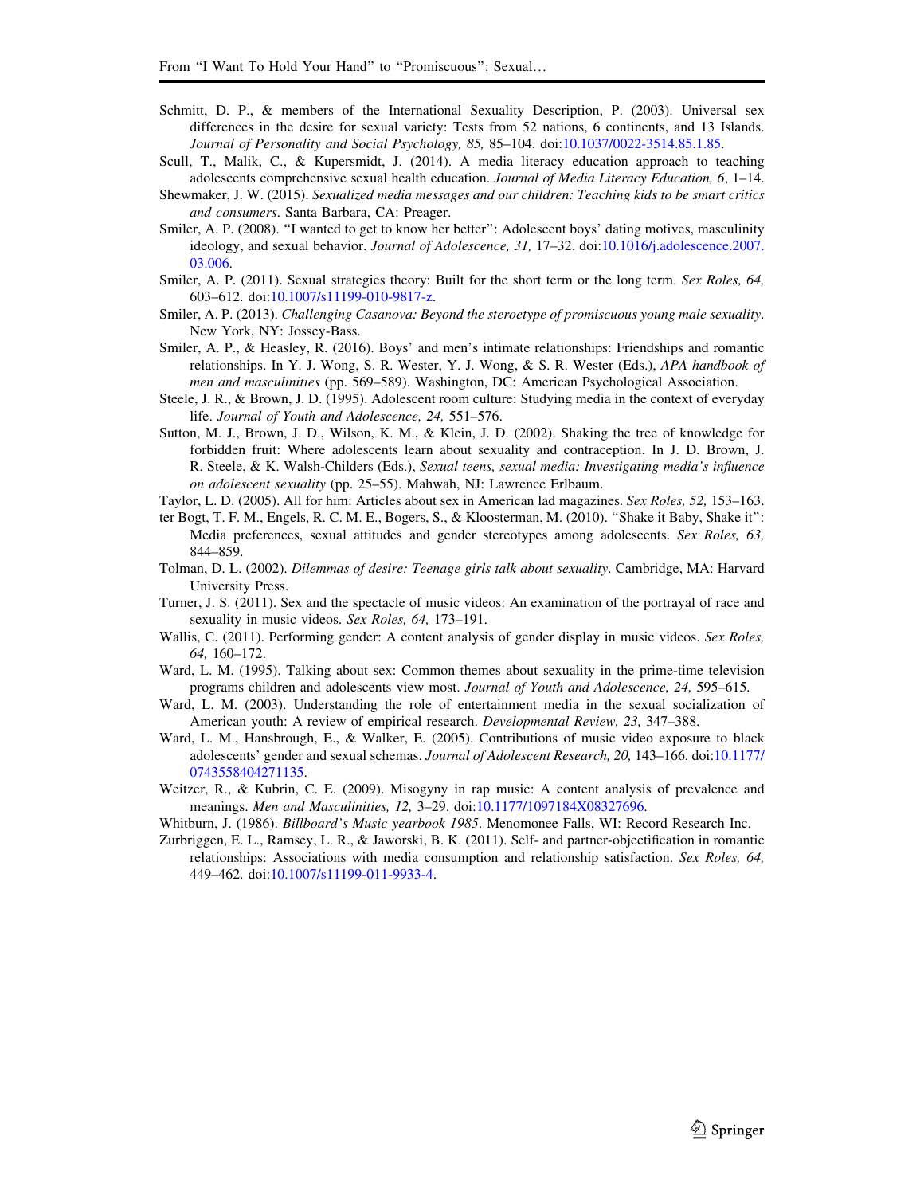Schmitt, D. P., & members of the International Sexuality Description, P. (2003). Universal sex differences in the desire for sexual variety: Tests from 52 nations, 6 continents, and 13 Islands. *Journal of Personality and Social Psychology, 85,* 85–104. doi:10.1037/0022-3514.85.1.85.

Scull, T., Malik, C., & Kupersmidt, J. (2014). A media literacy education approach to teaching adolescents comprehensive sexual health education. *Journal of Media Literacy Education, 6*, 1–14.

Shewmaker, J. W. (2015). *Sexualized media messages and our children: Teaching kids to be smart critics and consumers*. Santa Barbara, CA: Preager.

Smiler, A. P. (2008). "I wanted to get to know her better": Adolescent boys' dating motives, masculinity ideology, and sexual behavior. *Journal of Adolescence, 31,* 17–32. doi:10.1016/j.adolescence.2007.03.006.

Smiler, A. P. (2011). Sexual strategies theory: Built for the short term or the long term. *Sex Roles, 64,* 603–612. doi:10.1007/s11199-010-9817-z.

Smiler, A. P. (2013). *Challenging Casanova: Beyond the stereotype of promiscuous young male sexuality*. New York, NY: Jossey-Bass.

Smiler, A. P., & Heasley, R. (2016). Boys' and men's intimate relationships: Friendships and romantic relationships. In Y. J. Wong, S. R. Wester, Y. J. Wong, & S. R. Wester (Eds.), *APA handbook of men and masculinities* (pp. 569–589). Washington, DC: American Psychological Association.

Steele, J. R., & Brown, J. D. (1995). Adolescent room culture: Studying media in the context of everyday life. *Journal of Youth and Adolescence, 24,* 551–576.

Sutton, M. J., Brown, J. D., Wilson, K. M., & Klein, J. D. (2002). Shaking the tree of knowledge for forbidden fruit: Where adolescents learn about sexuality and contraception. In J. D. Brown, J. R. Steele, & K. Walsh-Childers (Eds.), *Sexual teens, sexual media: Investigating media's influence on adolescent sexuality* (pp. 25–55). Mahwah, NJ: Lawrence Erlbaum.

Taylor, L. D. (2005). All for him: Articles about sex in American lad magazines. *Sex Roles, 52,* 153–163.

ter Bogt, T. F. M., Engels, R. C. M. E., Bogers, S., & Kloosterman, M. (2010). "Shake it Baby, Shake it": Media preferences, sexual attitudes and gender stereotypes among adolescents. *Sex Roles, 63,* 844–859.

Tolman, D. L. (2002). *Dilemmas of desire: Teenage girls talk about sexuality*. Cambridge, MA: Harvard University Press.

Turner, J. S. (2011). Sex and the spectacle of music videos: An examination of the portrayal of race and sexuality in music videos. *Sex Roles, 64,* 173–191.

Wallis, C. (2011). Performing gender: A content analysis of gender display in music videos. *Sex Roles, 64,* 160–172.

Ward, L. M. (1995). Talking about sex: Common themes about sexuality in the prime-time television programs children and adolescents view most. *Journal of Youth and Adolescence, 24,* 595–615.

Ward, L. M. (2003). Understanding the role of entertainment media in the sexual socialization of American youth: A review of empirical research. *Developmental Review, 23,* 347–388.

Ward, L. M., Hansbrough, E., & Walker, E. (2005). Contributions of music video exposure to black adolescents' gender and sexual schemas. *Journal of Adolescent Research, 20,* 143–166. doi:10.1177/0743558404271135.

Weitzer, R., & Kubrin, C. E. (2009). Misogyny in rap music: A content analysis of prevalence and meanings. *Men and Masculinities, 12,* 3–29. doi:10.1177/1097184X08327696.

Whitburn, J. (1986). *Billboard's Music yearbook 1985*. Menomonee Falls, WI: Record Research Inc.

Zurbriggen, E. L., Ramsey, L. R., & Jaworski, B. K. (2011). Self- and partner-objectification in romantic relationships: Associations with media consumption and relationship satisfaction. *Sex Roles, 64,* 449–462. doi:10.1007/s11199-011-9933-4.